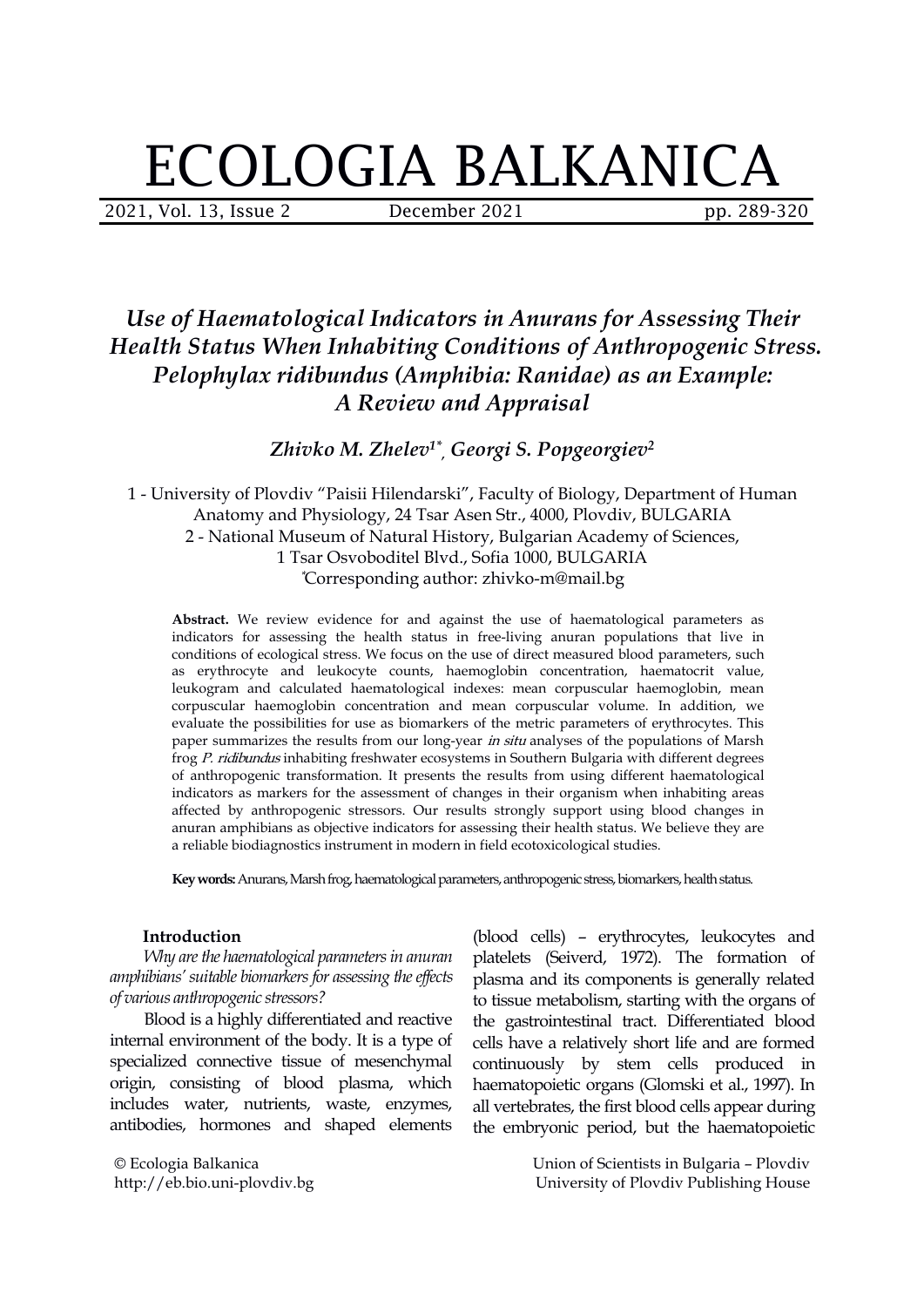# ECOLOGIA BALKANICA

## *Use of Haematological Indicators in Anurans for Assessing Their Health Status When Inhabiting Conditions of Anthropogenic Stress. Pelophylax ridibundus (Amphibia: Ranidae) as an Example: A Review and Appraisal*

***Zhivko M. Zhelev[1*], Georgi S. Popgeorgiev[2]***

1 - University of Plovdiv "Paisii Hilendarski", Faculty of Biology, Department of Human Anatomy and Physiology, 24 Tsar Asen Str., 4000, Plovdiv, BULGARIA
2 - National Museum of Natural History, Bulgarian Academy of Sciences, 1 Tsar Osvoboditel Blvd., Sofia 1000, BULGARIA
*Corresponding author: zhivko-m@mail.bg

**Abstract.** We review evidence for and against the use of haematological parameters as indicators for assessing the health status in free-living anuran populations that live in conditions of ecological stress. We focus on the use of direct measured blood parameters, such as erythrocyte and leukocyte counts, haemoglobin concentration, haematocrit value, leukogram and calculated haematological indexes: mean corpuscular haemoglobin, mean corpuscular haemoglobin concentration and mean corpuscular volume. In addition, we evaluate the possibilities for use as biomarkers of the metric parameters of erythrocytes. This paper summarizes the results from our long-year *in situ* analyses of the populations of Marsh frog *P. ridibundus* inhabiting freshwater ecosystems in Southern Bulgaria with different degrees of anthropogenic transformation. It presents the results from using different haematological indicators as markers for the assessment of changes in their organism when inhabiting areas affected by anthropogenic stressors. Our results strongly support using blood changes in anuran amphibians as objective indicators for assessing their health status. We believe they are a reliable biodiagnostics instrument in modern in field ecotoxicological studies.

**Key words:** Anurans, Marsh frog, haematological parameters, anthropogenic stress, biomarkers, health status.

### Introduction

*Why are the haematological parameters in anuran amphibians' suitable biomarkers for assessing the effects of various anthropogenic stressors?*

Blood is a highly differentiated and reactive internal environment of the body. It is a type of specialized connective tissue of mesenchymal origin, consisting of blood plasma, which includes water, nutrients, waste, enzymes, antibodies, hormones and shaped elements (blood cells) – erythrocytes, leukocytes and platelets (Seiverd, 1972). The formation of plasma and its components is generally related to tissue metabolism, starting with the organs of the gastrointestinal tract. Differentiated blood cells have a relatively short life and are formed continuously by stem cells produced in haematopoietic organs (Glomski et al., 1997). In all vertebrates, the first blood cells appear during the embryonic period, but the haematopoietic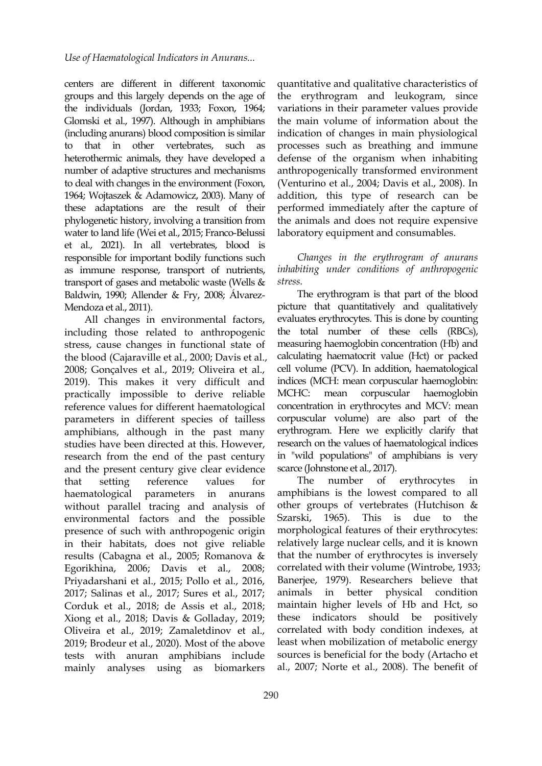centers are different in different taxonomic groups and this largely depends on the age of the individuals (Jordan, 1933; Foxon, 1964; Glomski et al., 1997). Although in amphibians (including anurans) blood composition is similar to that in other vertebrates, such as heterothermic animals, they have developed a number of adaptive structures and mechanisms to deal with changes in the environment (Foxon, 1964; Wojtaszek & Adamowicz, 2003). Many of these adaptations are the result of their phylogenetic history, involving a transition from water to land life (Wei et al., 2015; Franco-Belussi et al., 2021). In all vertebrates, blood is responsible for important bodily functions such as immune response, transport of nutrients, transport of gases and metabolic waste (Wells & Baldwin, 1990; Allender & Fry, 2008; Álvarez-Mendoza et al., 2011).

All changes in environmental factors, including those related to anthropogenic stress, cause changes in functional state of the blood (Cajaraville et al., 2000; Davis et al., 2008; Gonçalves et al., 2019; Oliveira et al., 2019). This makes it very difficult and practically impossible to derive reliable reference values for different haematological parameters in different species of tailless amphibians, although in the past many studies have been directed at this. However, research from the end of the past century and the present century give clear evidence that setting reference values for haematological parameters in anurans without parallel tracing and analysis of environmental factors and the possible presence of such with anthropogenic origin in their habitats, does not give reliable results (Cabagna et al., 2005; Romanova & Egorikhina, 2006; Davis et al., 2008; Priyadarshani et al., 2015; Pollo et al., 2016, 2017; Salinas et al., 2017; Sures et al., 2017; Corduk et al., 2018; de Assis et al., 2018; Xiong et al., 2018; Davis & Golladay, 2019; Oliveira et al., 2019; Zamaletdinov et al., 2019; Brodeur et al., 2020). Most of the above tests with anuran amphibians include mainly analyses using as biomarkers quantitative and qualitative characteristics of the erythrogram and leukogram, since variations in their parameter values provide the main volume of information about the indication of changes in main physiological processes such as breathing and immune defense of the organism when inhabiting anthropogenically transformed environment (Venturino et al., 2004; Davis et al., 2008). In addition, this type of research can be performed immediately after the capture of the animals and does not require expensive laboratory equipment and consumables.

*Changes in the erythrogram of anurans inhabiting under conditions of anthropogenic stress.*

The erythrogram is that part of the blood picture that quantitatively and qualitatively evaluates erythrocytes. This is done by counting the total number of these cells (RBCs), measuring haemoglobin concentration (Hb) and calculating haematocrit value (Hct) or packed cell volume (PCV). In addition, haematological indices (MCH: mean corpuscular haemoglobin: MCHC: mean corpuscular haemoglobin concentration in erythrocytes and MCV: mean corpuscular volume) are also part of the erythrogram. Here we explicitly clarify that research on the values of haematological indices in "wild populations" of amphibians is very scarce (Johnstone et al., 2017).

The number of erythrocytes in amphibians is the lowest compared to all other groups of vertebrates (Hutchison & Szarski, 1965). This is due to the morphological features of their erythrocytes: relatively large nuclear cells, and it is known that the number of erythrocytes is inversely correlated with their volume (Wintrobe, 1933; Banerjee, 1979). Researchers believe that animals in better physical condition maintain higher levels of Hb and Hct, so these indicators should be positively correlated with body condition indexes, at least when mobilization of metabolic energy sources is beneficial for the body (Artacho et al., 2007; Norte et al., 2008). The benefit of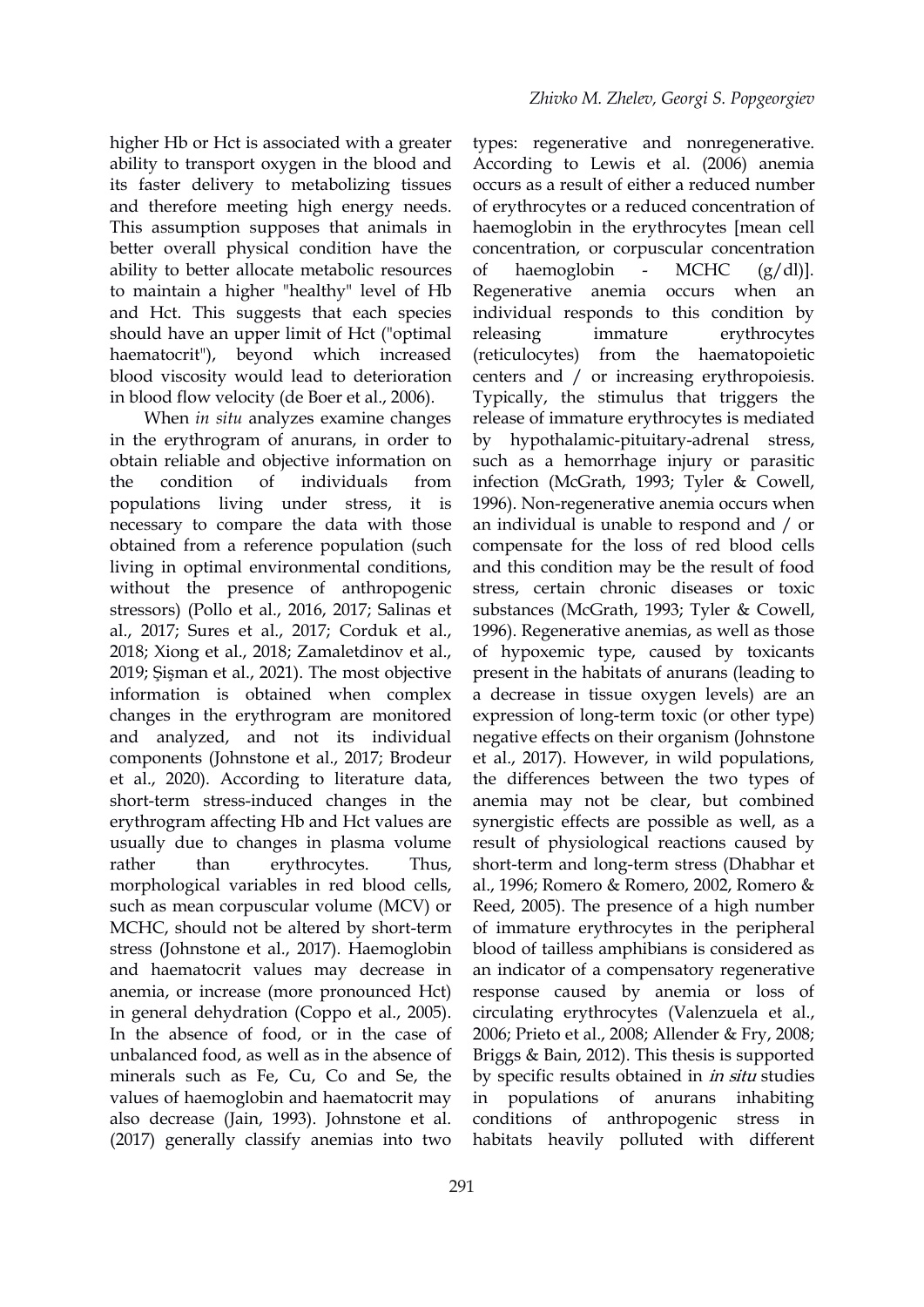higher Hb or Hct is associated with a greater ability to transport oxygen in the blood and its faster delivery to metabolizing tissues and therefore meeting high energy needs. This assumption supposes that animals in better overall physical condition have the ability to better allocate metabolic resources to maintain a higher "healthy" level of Hb and Hct. This suggests that each species should have an upper limit of Hct ("optimal haematocrit"), beyond which increased blood viscosity would lead to deterioration in blood flow velocity (de Boer et al., 2006).

When *in situ* analyzes examine changes in the erythrogram of anurans, in order to obtain reliable and objective information on the condition of individuals from populations living under stress, it is necessary to compare the data with those obtained from a reference population (such living in optimal environmental conditions, without the presence of anthropogenic stressors) (Pollo et al., 2016, 2017; Salinas et al., 2017; Sures et al., 2017; Corduk et al., 2018; Xiong et al., 2018; Zamaletdinov et al., 2019; Şişman et al., 2021). The most objective information is obtained when complex changes in the erythrogram are monitored and analyzed, and not its individual components (Johnstone et al., 2017; Brodeur et al., 2020). According to literature data, short-term stress-induced changes in the erythrogram affecting Hb and Hct values are usually due to changes in plasma volume rather than erythrocytes. Thus, morphological variables in red blood cells, such as mean corpuscular volume (MCV) or MCHC, should not be altered by short-term stress (Johnstone et al., 2017). Haemoglobin and haematocrit values may decrease in anemia, or increase (more pronounced Hct) in general dehydration (Coppo et al., 2005). In the absence of food, or in the case of unbalanced food, as well as in the absence of minerals such as Fe, Cu, Co and Se, the values of haemoglobin and haematocrit may also decrease (Jain, 1993). Johnstone et al. (2017) generally classify anemias into two types: regenerative and nonregenerative. According to Lewis et al. (2006) anemia occurs as a result of either a reduced number of erythrocytes or a reduced concentration of haemoglobin in the erythrocytes [mean cell concentration, or corpuscular concentration of haemoglobin - MCHC (g/dl)]. Regenerative anemia occurs when an individual responds to this condition by releasing immature erythrocytes (reticulocytes) from the haematopoietic centers and / or increasing erythropoiesis. Typically, the stimulus that triggers the release of immature erythrocytes is mediated by hypothalamic-pituitary-adrenal stress, such as a hemorrhage injury or parasitic infection (McGrath, 1993; Tyler & Cowell, 1996). Non-regenerative anemia occurs when an individual is unable to respond and / or compensate for the loss of red blood cells and this condition may be the result of food stress, certain chronic diseases or toxic substances (McGrath, 1993; Tyler & Cowell, 1996). Regenerative anemias, as well as those of hypoxemic type, caused by toxicants present in the habitats of anurans (leading to a decrease in tissue oxygen levels) are an expression of long-term toxic (or other type) negative effects on their organism (Johnstone et al., 2017). However, in wild populations, the differences between the two types of anemia may not be clear, but combined synergistic effects are possible as well, as a result of physiological reactions caused by short-term and long-term stress (Dhabhar et al., 1996; Romero & Romero, 2002, Romero & Reed, 2005). The presence of a high number of immature erythrocytes in the peripheral blood of tailless amphibians is considered as an indicator of a compensatory regenerative response caused by anemia or loss of circulating erythrocytes (Valenzuela et al., 2006; Prieto et al., 2008; Allender & Fry, 2008; Briggs & Bain, 2012). This thesis is supported by specific results obtained in *in situ* studies in populations of anurans inhabiting conditions of anthropogenic stress in habitats heavily polluted with different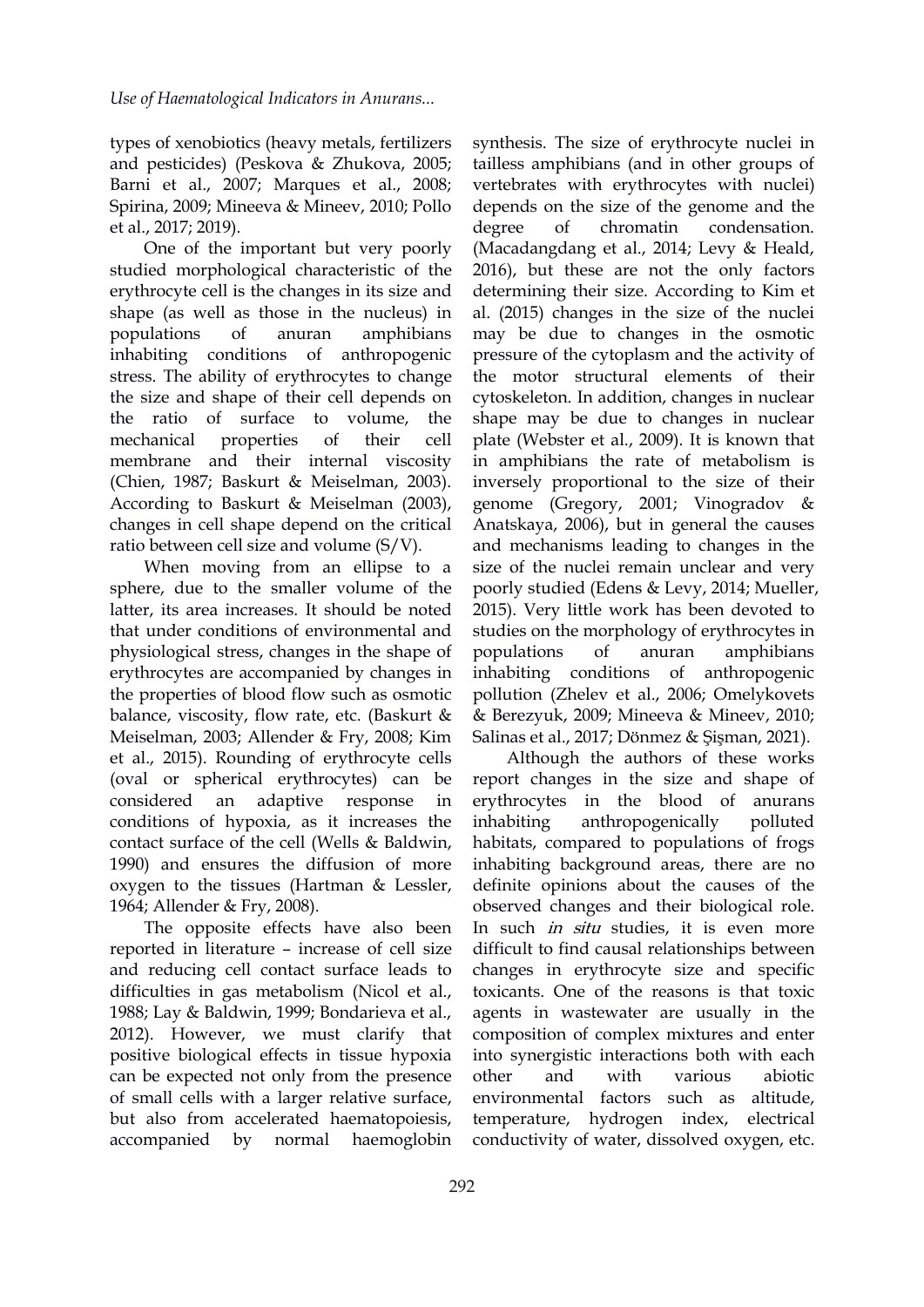types of xenobiotics (heavy metals, fertilizers and pesticides) (Peskova & Zhukova, 2005; Barni et al., 2007; Marques et al., 2008; Spirina, 2009; Mineeva & Mineev, 2010; Pollo et al., 2017; 2019).

One of the important but very poorly studied morphological characteristic of the erythrocyte cell is the changes in its size and shape (as well as those in the nucleus) in populations of anuran amphibians inhabiting conditions of anthropogenic stress. The ability of erythrocytes to change the size and shape of their cell depends on the ratio of surface to volume, the mechanical properties of their cell membrane and their internal viscosity (Chien, 1987; Baskurt & Meiselman, 2003). According to Baskurt & Meiselman (2003), changes in cell shape depend on the critical ratio between cell size and volume (S/V).

When moving from an ellipse to a sphere, due to the smaller volume of the latter, its area increases. It should be noted that under conditions of environmental and physiological stress, changes in the shape of erythrocytes are accompanied by changes in the properties of blood flow such as osmotic balance, viscosity, flow rate, etc. (Baskurt & Meiselman, 2003; Allender & Fry, 2008; Kim et al., 2015). Rounding of erythrocyte cells (oval or spherical erythrocytes) can be considered an adaptive response in conditions of hypoxia, as it increases the contact surface of the cell (Wells & Baldwin, 1990) and ensures the diffusion of more oxygen to the tissues (Hartman & Lessler, 1964; Allender & Fry, 2008).

The opposite effects have also been reported in literature – increase of cell size and reducing cell contact surface leads to difficulties in gas metabolism (Nicol et al., 1988; Lay & Baldwin, 1999; Bondarieva et al., 2012). However, we must clarify that positive biological effects in tissue hypoxia can be expected not only from the presence of small cells with a larger relative surface, but also from accelerated haematopoiesis, accompanied by normal haemoglobin synthesis. The size of erythrocyte nuclei in tailless amphibians (and in other groups of vertebrates with erythrocytes with nuclei) depends on the size of the genome and the degree of chromatin condensation. (Macadangdang et al., 2014; Levy & Heald, 2016), but these are not the only factors determining their size. According to Kim et al. (2015) changes in the size of the nuclei may be due to changes in the osmotic pressure of the cytoplasm and the activity of the motor structural elements of their cytoskeleton. In addition, changes in nuclear shape may be due to changes in nuclear plate (Webster et al., 2009). It is known that in amphibians the rate of metabolism is inversely proportional to the size of their genome (Gregory, 2001; Vinogradov & Anatskaya, 2006), but in general the causes and mechanisms leading to changes in the size of the nuclei remain unclear and very poorly studied (Edens & Levy, 2014; Mueller, 2015). Very little work has been devoted to studies on the morphology of erythrocytes in populations of anuran amphibians inhabiting conditions of anthropogenic pollution (Zhelev et al., 2006; Omelykovets & Berezyuk, 2009; Mineeva & Mineev, 2010; Salinas et al., 2017; Dönmez & Şişman, 2021).

Although the authors of these works report changes in the size and shape of erythrocytes in the blood of anurans inhabiting anthropogenically polluted habitats, compared to populations of frogs inhabiting background areas, there are no definite opinions about the causes of the observed changes and their biological role. In such *in situ* studies, it is even more difficult to find causal relationships between changes in erythrocyte size and specific toxicants. One of the reasons is that toxic agents in wastewater are usually in the composition of complex mixtures and enter into synergistic interactions both with each other and with various abiotic environmental factors such as altitude, temperature, hydrogen index, electrical conductivity of water, dissolved oxygen, etc.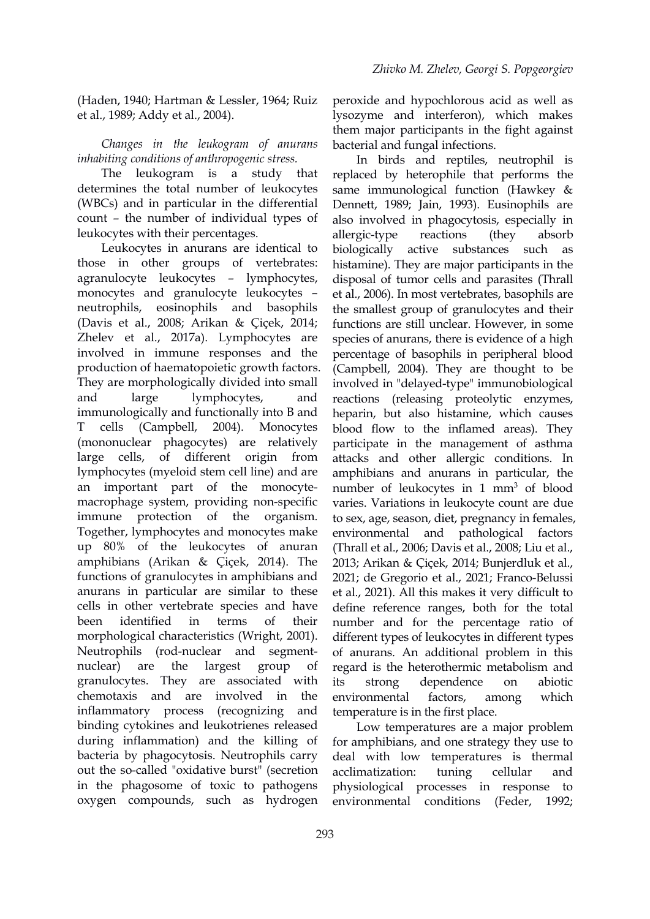(Haden, 1940; Hartman & Lessler, 1964; Ruiz et al., 1989; Addy et al., 2004).

*Changes in the leukogram of anurans inhabiting conditions of anthropogenic stress.*

The leukogram is a study that determines the total number of leukocytes (WBCs) and in particular in the differential count – the number of individual types of leukocytes with their percentages.

Leukocytes in anurans are identical to those in other groups of vertebrates: agranulocyte leukocytes – lymphocytes, monocytes and granulocyte leukocytes – neutrophils, eosinophils and basophils (Davis et al., 2008; Arikan & Çiçek, 2014; Zhelev et al., 2017a). Lymphocytes are involved in immune responses and the production of haematopoietic growth factors. They are morphologically divided into small and large lymphocytes, and immunologically and functionally into B and T cells (Campbell, 2004). Monocytes (mononuclear phagocytes) are relatively large cells, of different origin from lymphocytes (myeloid stem cell line) and are an important part of the monocyte-macrophage system, providing non-specific immune protection of the organism. Together, lymphocytes and monocytes make up 80% of the leukocytes of anuran amphibians (Arikan & Çiçek, 2014). The functions of granulocytes in amphibians and anurans in particular are similar to these cells in other vertebrate species and have been identified in terms of their morphological characteristics (Wright, 2001). Neutrophils (rod-nuclear and segment-nuclear) are the largest group of granulocytes. They are associated with chemotaxis and are involved in the inflammatory process (recognizing and binding cytokines and leukotrienes released during inflammation) and the killing of bacteria by phagocytosis. Neutrophils carry out the so-called "oxidative burst" (secretion in the phagosome of toxic to pathogens oxygen compounds, such as hydrogen peroxide and hypochlorous acid as well as lysozyme and interferon), which makes them major participants in the fight against bacterial and fungal infections.

In birds and reptiles, neutrophil is replaced by heterophile that performs the same immunological function (Hawkey & Dennett, 1989; Jain, 1993). Eusinophils are also involved in phagocytosis, especially in allergic-type reactions (they absorb biologically active substances such as histamine). They are major participants in the disposal of tumor cells and parasites (Thrall et al., 2006). In most vertebrates, basophils are the smallest group of granulocytes and their functions are still unclear. However, in some species of anurans, there is evidence of a high percentage of basophils in peripheral blood (Campbell, 2004). They are thought to be involved in "delayed-type" immunobiological reactions (releasing proteolytic enzymes, heparin, but also histamine, which causes blood flow to the inflamed areas). They participate in the management of asthma attacks and other allergic conditions. In amphibians and anurans in particular, the number of leukocytes in 1 $mm^3$ of blood varies. Variations in leukocyte count are due to sex, age, season, diet, pregnancy in females, environmental and pathological factors (Thrall et al., 2006; Davis et al., 2008; Liu et al., 2013; Arikan & Çiçek, 2014; Bunjerdluk et al., 2021; de Gregorio et al., 2021; Franco-Belussi et al., 2021). All this makes it very difficult to define reference ranges, both for the total number and for the percentage ratio of different types of leukocytes in different types of anurans. An additional problem in this regard is the heterothermic metabolism and its strong dependence on abiotic environmental factors, among which temperature is in the first place.

Low temperatures are a major problem for amphibians, and one strategy they use to deal with low temperatures is thermal acclimatization: tuning cellular and physiological processes in response to environmental conditions (Feder, 1992;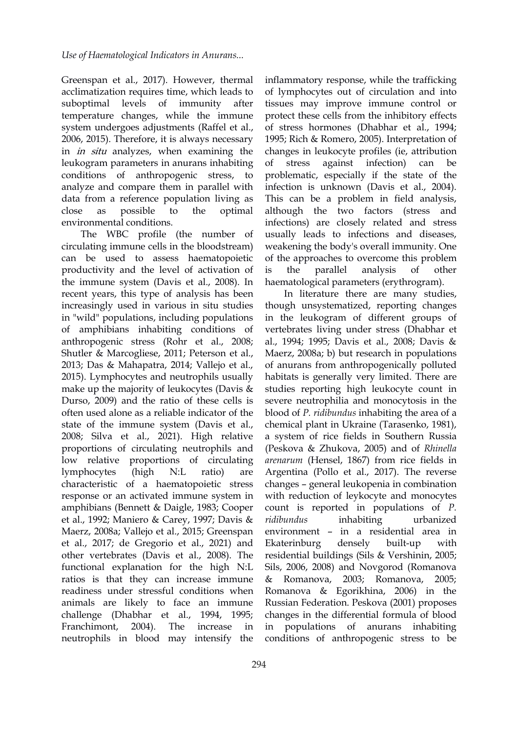Greenspan et al., 2017). However, thermal acclimatization requires time, which leads to suboptimal levels of immunity after temperature changes, while the immune system undergoes adjustments (Raffel et al., 2006, 2015). Therefore, it is always necessary in *in situ* analyzes, when examining the leukogram parameters in anurans inhabiting conditions of anthropogenic stress, to analyze and compare them in parallel with data from a reference population living as close as possible to the optimal environmental conditions.

The WBC profile (the number of circulating immune cells in the bloodstream) can be used to assess haematopoietic productivity and the level of activation of the immune system (Davis et al., 2008). In recent years, this type of analysis has been increasingly used in various in situ studies in "wild" populations, including populations of amphibians inhabiting conditions of anthropogenic stress (Rohr et al., 2008; Shutler & Marcogliese, 2011; Peterson et al., 2013; Das & Mahapatra, 2014; Vallejo et al., 2015). Lymphocytes and neutrophils usually make up the majority of leukocytes (Davis & Durso, 2009) and the ratio of these cells is often used alone as a reliable indicator of the state of the immune system (Davis et al., 2008; Silva et al., 2021). High relative proportions of circulating neutrophils and low relative proportions of circulating lymphocytes (high N:L ratio) are characteristic of a haematopoietic stress response or an activated immune system in amphibians (Bennett & Daigle, 1983; Cooper et al., 1992; Maniero & Carey, 1997; Davis & Maerz, 2008a; Vallejo et al., 2015; Greenspan et al., 2017; de Gregorio et al., 2021) and other vertebrates (Davis et al., 2008). The functional explanation for the high N:L ratios is that they can increase immune readiness under stressful conditions when animals are likely to face an immune challenge (Dhabhar et al., 1994, 1995; Franchimont, 2004). The increase in neutrophils in blood may intensify the inflammatory response, while the trafficking of lymphocytes out of circulation and into tissues may improve immune control or protect these cells from the inhibitory effects of stress hormones (Dhabhar et al., 1994; 1995; Rich & Romero, 2005). Interpretation of changes in leukocyte profiles (ie, attribution of stress against infection) can be problematic, especially if the state of the infection is unknown (Davis et al., 2004). This can be a problem in field analysis, although the two factors (stress and infections) are closely related and stress usually leads to infections and diseases, weakening the body's overall immunity. One of the approaches to overcome this problem is the parallel analysis of other haematological parameters (erythrogram).

In literature there are many studies, though unsystematized, reporting changes in the leukogram of different groups of vertebrates living under stress (Dhabhar et al., 1994; 1995; Davis et al., 2008; Davis & Maerz, 2008a; b) but research in populations of anurans from anthropogenically polluted habitats is generally very limited. There are studies reporting high leukocyte count in severe neutrophilia and monocytosis in the blood of *P. ridibundus* inhabiting the area of a chemical plant in Ukraine (Tarasenko, 1981), a system of rice fields in Southern Russia (Peskova & Zhukova, 2005) and of *Rhinella arenarum* (Hensel, 1867) from rice fields in Argentina (Pollo et al., 2017). The reverse changes – general leukopenia in combination with reduction of leykocyte and monocytes count is reported in populations of *P. ridibundus* inhabiting urbanized environment – in a residential area in Ekaterinburg densely built-up with residential buildings (Sils & Vershinin, 2005; Sils, 2006, 2008) and Novgorod (Romanova & Romanova, 2003; Romanova, 2005; Romanova & Egorikhina, 2006) in the Russian Federation. Peskova (2001) proposes changes in the differential formula of blood in populations of anurans inhabiting conditions of anthropogenic stress to be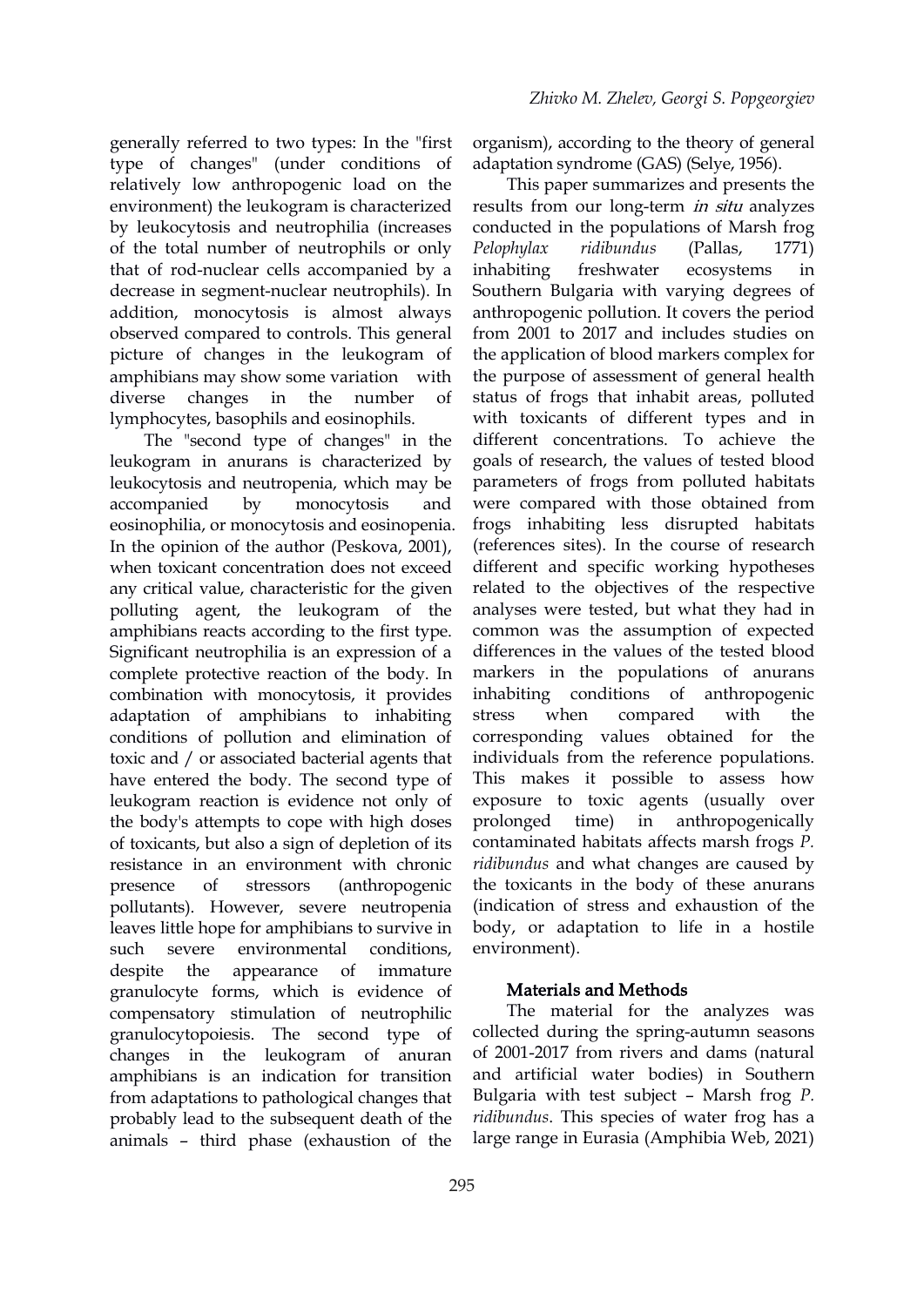generally referred to two types: In the "first type of changes" (under conditions of relatively low anthropogenic load on the environment) the leukogram is characterized by leukocytosis and neutrophilia (increases of the total number of neutrophils or only that of rod-nuclear cells accompanied by a decrease in segment-nuclear neutrophils). In addition, monocytosis is almost always observed compared to controls. This general picture of changes in the leukogram of amphibians may show some variation with diverse changes in the number of lymphocytes, basophils and eosinophils.

The "second type of changes" in the leukogram in anurans is characterized by leukocytosis and neutropenia, which may be accompanied by monocytosis and eosinophilia, or monocytosis and eosinopenia. In the opinion of the author (Peskova, 2001), when toxicant concentration does not exceed any critical value, characteristic for the given polluting agent, the leukogram of the amphibians reacts according to the first type. Significant neutrophilia is an expression of a complete protective reaction of the body. In combination with monocytosis, it provides adaptation of amphibians to inhabiting conditions of pollution and elimination of toxic and / or associated bacterial agents that have entered the body. The second type of leukogram reaction is evidence not only of the body's attempts to cope with high doses of toxicants, but also a sign of depletion of its resistance in an environment with chronic presence of stressors (anthropogenic pollutants). However, severe neutropenia leaves little hope for amphibians to survive in such severe environmental conditions, despite the appearance of immature granulocyte forms, which is evidence of compensatory stimulation of neutrophilic granulocytopoiesis. The second type of changes in the leukogram of anuran amphibians is an indication for transition from adaptations to pathological changes that probably lead to the subsequent death of the animals – third phase (exhaustion of the organism), according to the theory of general adaptation syndrome (GAS) (Selye, 1956).

This paper summarizes and presents the results from our long-term *in situ* analyzes conducted in the populations of Marsh frog *Pelophylax ridibundus* (Pallas, 1771) inhabiting freshwater ecosystems in Southern Bulgaria with varying degrees of anthropogenic pollution. It covers the period from 2001 to 2017 and includes studies on the application of blood markers complex for the purpose of assessment of general health status of frogs that inhabit areas, polluted with toxicants of different types and in different concentrations. To achieve the goals of research, the values of tested blood parameters of frogs from polluted habitats were compared with those obtained from frogs inhabiting less disrupted habitats (references sites). In the course of research different and specific working hypotheses related to the objectives of the respective analyses were tested, but what they had in common was the assumption of expected differences in the values of the tested blood markers in the populations of anurans inhabiting conditions of anthropogenic stress when compared with the corresponding values obtained for the individuals from the reference populations. This makes it possible to assess how exposure to toxic agents (usually over prolonged time) in anthropogenically contaminated habitats affects marsh frogs *P. ridibundus* and what changes are caused by the toxicants in the body of these anurans (indication of stress and exhaustion of the body, or adaptation to life in a hostile environment).

## Materials and Methods

The material for the analyzes was collected during the spring-autumn seasons of 2001-2017 from rivers and dams (natural and artificial water bodies) in Southern Bulgaria with test subject – Marsh frog *P. ridibundus*. This species of water frog has a large range in Eurasia (Amphibia Web, 2021)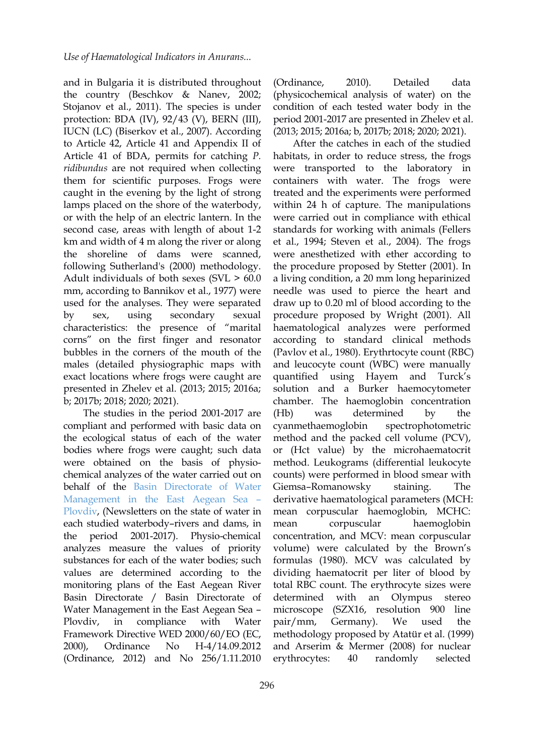and in Bulgaria it is distributed throughout the country (Beschkov & Nanev, 2002; Stojanov et al., 2011). The species is under protection: BDA (IV), 92/43 (V), BERN (III), IUCN (LC) (Biserkov et al., 2007). According to Article 42, Article 41 and Appendix II of Article 41 of BDA, permits for catching *P. ridibundus* are not required when collecting them for scientific purposes. Frogs were caught in the evening by the light of strong lamps placed on the shore of the waterbody, or with the help of an electric lantern. In the second case, areas with length of about 1-2 km and width of 4 m along the river or along the shoreline of dams were scanned, following Sutherland's (2000) methodology. Adult individuals of both sexes (SVL > 60.0 mm, according to Bannikov et al., 1977) were used for the analyses. They were separated by sex, using secondary sexual characteristics: the presence of "marital corns" on the first finger and resonator bubbles in the corners of the mouth of the males (detailed physiographic maps with exact locations where frogs were caught are presented in Zhelev et al. (2013; 2015; 2016a; b; 2017b; 2018; 2020; 2021).

The studies in the period 2001-2017 are compliant and performed with basic data on the ecological status of each of the water bodies where frogs were caught; such data were obtained on the basis of physio-chemical analyzes of the water carried out on behalf of the Basin Directorate of Water Management in the East Aegean Sea – Plovdiv, (Newsletters on the state of water in each studied waterbody–rivers and dams, in the period 2001-2017). Physio-chemical analyzes measure the values of priority substances for each of the water bodies; such values are determined according to the monitoring plans of the East Aegean River Basin Directorate / Basin Directorate of Water Management in the East Aegean Sea – Plovdiv, in compliance with Water Framework Directive WED 2000/60/EO (EC, 2000), Ordinance No H-4/14.09.2012 (Ordinance, 2012) and No 256/1.11.2010 (Ordinance, 2010). Detailed data (physicochemical analysis of water) on the condition of each tested water body in the period 2001-2017 are presented in Zhelev et al. (2013; 2015; 2016a; b, 2017b; 2018; 2020; 2021).

After the catches in each of the studied habitats, in order to reduce stress, the frogs were transported to the laboratory in containers with water. The frogs were treated and the experiments were performed within 24 h of capture. The manipulations were carried out in compliance with ethical standards for working with animals (Fellers et al., 1994; Steven et al., 2004). The frogs were anesthetized with ether according to the procedure proposed by Stetter (2001). In a living condition, a 20 mm long heparinized needle was used to pierce the heart and draw up to 0.20 ml of blood according to the procedure proposed by Wright (2001). All haematological analyzes were performed according to standard clinical methods (Pavlov et al., 1980). Erythrtocyte count (RBC) and leucocyte count (WBC) were manually quantified using Hayem and Turck's solution and a Burker haemocytometer chamber. The haemoglobin concentration (Hb) was determined by the cyanmethaemoglobin spectrophotometric method and the packed cell volume (PCV), or (Hct value) by the microhaematocrit method. Leukograms (differential leukocyte counts) were performed in blood smear with Giemsa–Romanowsky staining. The derivative haematological parameters (MCH: mean corpuscular haemoglobin, MCHC: mean corpuscular haemoglobin concentration, and MCV: mean corpuscular volume) were calculated by the Brown's formulas (1980). MCV was calculated by dividing haematocrit per liter of blood by total RBC count. The erythrocyte sizes were determined with an Olympus stereo microscope (SZX16, resolution 900 line pair/mm, Germany). We used the methodology proposed by Atatür et al. (1999) and Arserim & Mermer (2008) for nuclear erythrocytes: 40 randomly selected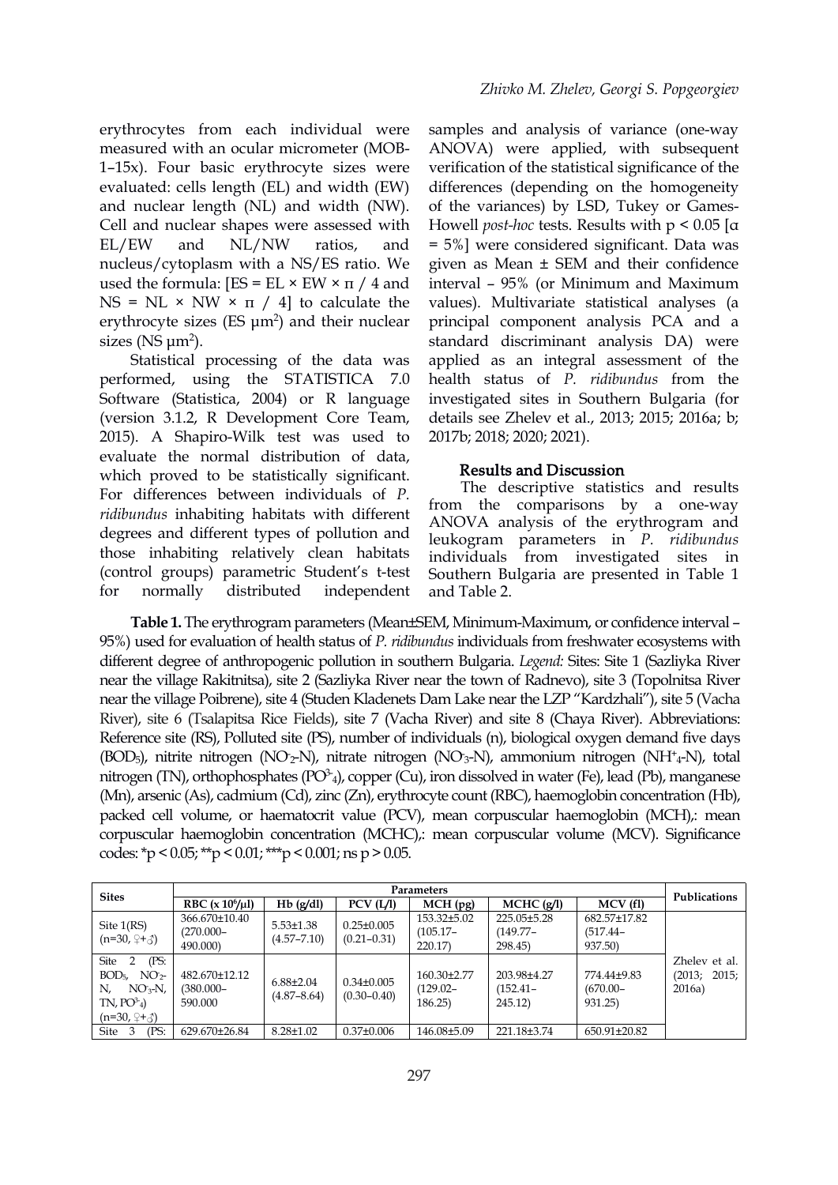erythrocytes from each individual were measured with an ocular micrometer (MOB-1–15x). Four basic erythrocyte sizes were evaluated: cells length (EL) and width (EW) and nuclear length (NL) and width (NW). Cell and nuclear shapes were assessed with EL/EW and NL/NW ratios, and nucleus/cytoplasm with a NS/ES ratio. We used the formula: [$ES = EL \times EW \times \pi / 4$ and $NS = NL \times NW \times \pi / 4$] to calculate the erythrocyte sizes (ES $\mu m^2$) and their nuclear sizes (NS $\mu m^2$).

Statistical processing of the data was performed, using the STATISTICA 7.0 Software (Statistica, 2004) or R language (version 3.1.2, R Development Core Team, 2015). A Shapiro-Wilk test was used to evaluate the normal distribution of data, which proved to be statistically significant. For differences between individuals of *P. ridibundus* inhabiting habitats with different degrees and different types of pollution and those inhabiting relatively clean habitats (control groups) parametric Student's t-test for normally distributed independent samples and analysis of variance (one-way ANOVA) were applied, with subsequent verification of the statistical significance of the differences (depending on the homogeneity of the variances) by LSD, Tukey or Games-Howell *post-hoc* tests. Results with $p < 0.05$ [$\alpha = 5\%$] were considered significant. Data was given as Mean ± SEM and their confidence interval – 95% (or Minimum and Maximum values). Multivariate statistical analyses (a principal component analysis PCA and a standard discriminant analysis DA) were applied as an integral assessment of the health status of *P. ridibundus* from the investigated sites in Southern Bulgaria (for details see Zhelev et al., 2013; 2015; 2016a; b; 2017b; 2018; 2020; 2021).

## Results and Discussion

The descriptive statistics and results from the comparisons by a one-way ANOVA analysis of the erythrogram and leukogram parameters in *P. ridibundus* individuals from investigated sites in Southern Bulgaria are presented in Table 1 and Table 2.

**Table 1.** The erythrogram parameters (Mean±SEM, Minimum-Maximum, or confidence interval – 95%) used for evaluation of health status of *P. ridibundus* individuals from freshwater ecosystems with different degree of anthropogenic pollution in southern Bulgaria. *Legend:* Sites: Site 1 (Sazliyka River near the village Rakitnitsa), site 2 (Sazliyka River near the town of Radnevo), site 3 (Topolnitsa River near the village Poibrene), site 4 (Studen Kladenets Dam Lake near the LZP "Kardzhali"), site 5 (Vacha River), site 6 (Tsalapitsa Rice Fields), site 7 (Vacha River) and site 8 (Chaya River). Abbreviations: Reference site (RS), Polluted site (PS), number of individuals (n), biological oxygen demand five days ($BOD_5$), nitrite nitrogen ($NO^-_2$-N), nitrate nitrogen ($NO^-_3$-N), ammonium nitrogen ($NH^+_4$-N), total nitrogen (TN), orthophosphates ($PO^{3-}_4$), copper (Cu), iron dissolved in water (Fe), lead (Pb), manganese (Mn), arsenic (As), cadmium (Cd), zinc (Zn), erythrocyte count (RBC), haemoglobin concentration (Hb), packed cell volume, or haematocrit value (PCV), mean corpuscular haemoglobin (MCH),: mean corpuscular haemoglobin concentration (MCHC),: mean corpuscular volume (MCV). Significance codes: *p < 0.05; **p < 0.01; ***p < 0.001; ns p > 0.05.

| Sites | Parameters | | | | | | Publications |
|---|---|---|---|---|---|---|---|
| | RBC (x $10^6$/µl) | Hb (g/dl) | PCV (L/l) | MCH (pg) | MCHC (g/l) | MCV (fl) | |
| Site 1(RS) (n=30, ♀+♂) | 366.670±10.40 (270.000–490.000) | 5.53±1.38 (4.57–7.10) | 0.25±0.005 (0.21–0.31) | 153.32±5.02 (105.17–220.17) | 225.05±5.28 (149.77–298.45) | 682.57±17.82 (517.44–937.50) | Zhelev et al. (2013; 2015; 2016a) |
| Site 2 (PS: $BOD_5$, $NO^-_2$-N, $NO^-_3$-N, TN, $PO^{3-}_4$) (n=30, ♀+♂) | 482.670±12.12 (380.000–590.000 | 6.88±2.04 (4.87–8.64) | 0.34±0.005 (0.30–0.40) | 160.30±2.77 (129.02–186.25) | 203.98±4.27 (152.41–245.12) | 774.44±9.83 (670.00–931.25) | |
| Site 3 (PS: | 629.670±26.84 | 8.28±1.02 | 0.37±0.006 | 146.08±5.09 | 221.18±3.74 | 650.91±20.82 | |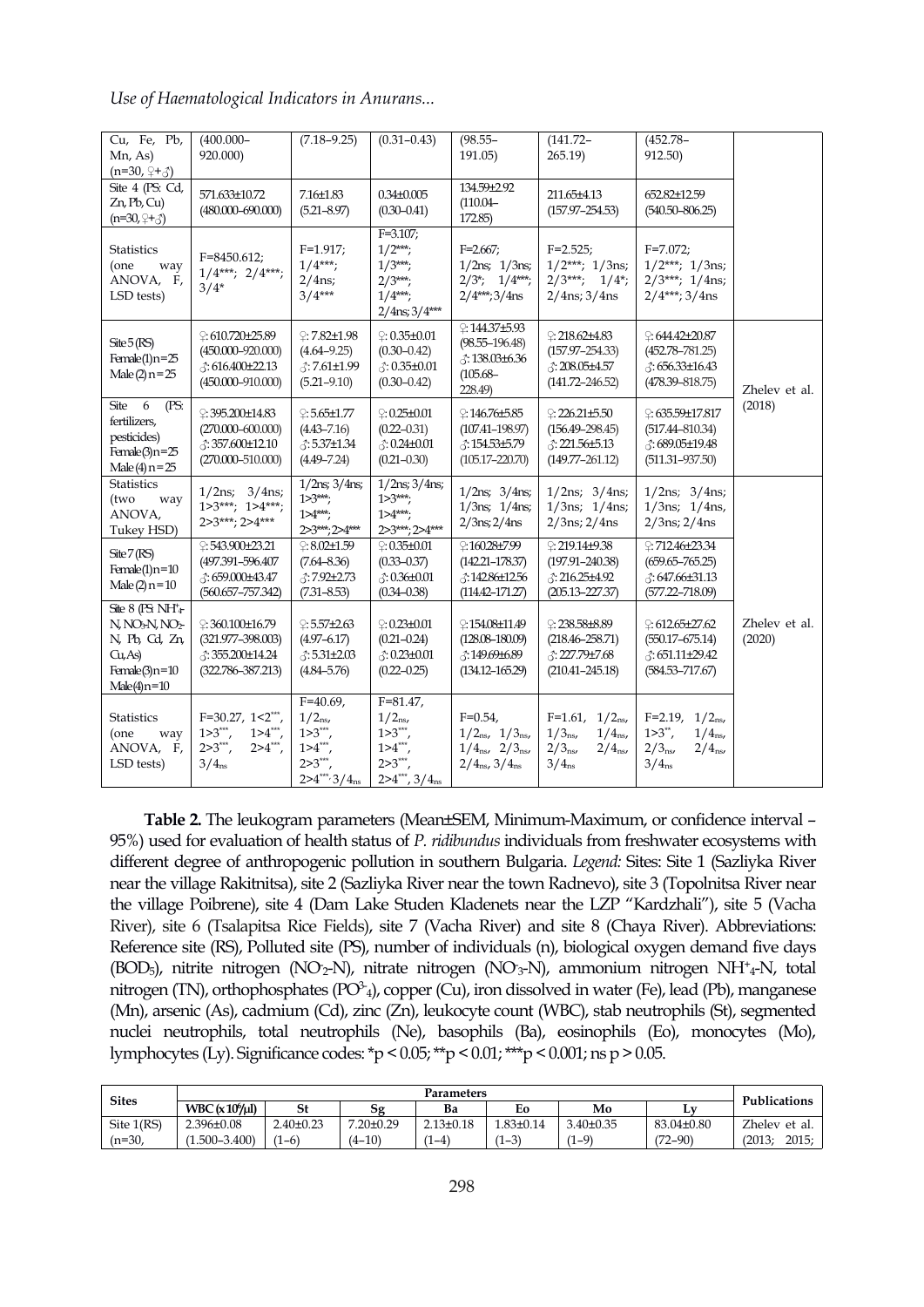| Cu, Fe, Pb, Mn, As) (n=30, ♀+♂) | (400.000–920.000) | (7.18–9.25) | (0.31–0.43) | (98.55–191.05) | (141.72–265.19) | (452.78–912.50) | |
|---|---|---|---|---|---|---|---|
| Site 4 (PS: Cd, Zn, Pb, Cu) (n=30, ♀+♂) | 571.633±10.72 (480.000–690.000) | 7.16±1.83 (5.21–8.97) | 0.34±0.005 (0.30–0.41) | 134.59±2.92 (110.04–172.85) | 211.65±4.13 (157.97–254.53) | 652.82±12.59 (540.50–806.25) | |
| Statistics (one way ANOVA, F, LSD tests) | F=8450.612; 1/4***; 2/4***; 3/4* | F=1.917; 1/4***; 2/4ns; 3/4*** | F=3.107; 1/2***; 1/3***; 2/3***; 1/4***; 2/4ns; 3/4*** | F=2.667; 1/2ns; 1/3ns; 2/3*; 1/4***; 2/4***; 3/4ns | F=2.525; 1/2***; 1/3ns; 2/3***; 1/4*; 2/4ns; 3/4ns | F=7.072; 1/2***; 1/3ns; 2/3***; 1/4ns; 2/4***; 3/4ns | |
| Site 5 (RS) Female (1) n=25 Male (2) n=25 | ♀: 610.720±25.89 (450.000–920.000) ♂: 616.400±22.13 (450.000–910.000) | ♀: 7.82±1.98 (4.64–9.25) ♂: 7.61±1.99 (5.21–9.10) | ♀: 0.35±0.01 (0.30–0.42) ♂: 0.35±0.01 (0.30–0.42) | ♀: 144.37±5.93 (98.55–196.48) ♂: 138.03±6.36 (105.68–228.49) | ♀: 218.62±4.83 (157.97–254.33) ♂: 208.05±4.57 (141.72–246.52) | ♀: 644.42±20.87 (452.78–781.25) ♂: 656.33±16.43 (478.39–818.75) | Zhelev et al. (2018) |
| Site 6 (PS: fertilizers, pesticides) Female (3) n=25 Male (4) n=25 | ♀: 395.200±14.83 (270.000–600.000) ♂: 357.600±12.10 (270.000–510.000) | ♀: 5.65±1.77 (4.43–7.16) ♂: 5.37±1.34 (4.49–7.24) | ♀: 0.25±0.01 (0.22–0.31) ♂: 0.24±0.01 (0.21–0.30) | ♀: 146.76±5.85 (107.41–198.97) ♂: 154.53±5.79 (105.17–220.70) | ♀: 226.21±5.50 (156.49–298.45) ♂: 221.56±5.13 (149.77–261.12) | ♀: 635.59±17.817 (517.44–810.34) ♂: 689.05±19.48 (511.31–937.50) | |
| Statistics (two way ANOVA, Tukey HSD) | 1/2ns; 3/4ns; 1>3***; 1>4***; 2>3***; 2>4*** | 1/2ns; 3/4ns; 1>3***; 1>4***; 2>3***; 2>4*** | 1/2ns; 3/4ns; 1>3***; 1>4***; 2>3***; 2>4*** | 1/2ns; 3/4ns; 1/3ns; 1/4ns; 2/3ns; 2/4ns | 1/2ns; 3/4ns; 1/3ns; 1/4ns; 2/3ns; 2/4ns | 1/2ns; 3/4ns; 1/3ns; 1/4ns, 2/3ns; 2/4ns | |
| Site 7 (RS) Female (1) n=10 Male (2) n=10 | ♀: 543.900±23.21 (497.391–596.407) ♂: 659.000±43.47 (560.657–757.342) | ♀: 8.02±1.59 (7.64–8.36) ♂: 7.92±2.73 (7.31–8.53) | ♀: 0.35±0.01 (0.33–0.37) ♂: 0.36±0.01 (0.34–0.38) | ♀: 160.28±7.99 (142.21–178.37) ♂: 142.86±12.56 (114.42–171.27) | ♀: 219.14±9.38 (197.91–240.38) ♂: 216.25±4.92 (205.13–227.37) | ♀: 712.46±23.34 (659.65–765.25) ♂: 647.66±31.13 (577.22–718.09) | |
| Site 8 (PS: $NH^+_4$-N, $NO_3$-N, $NO_2$-N, Pb, Cd, Zn, Cu, As) Female (3) n=10 Male (4) n=10 | ♀: 360.100±16.79 (321.977–398.003) ♂: 355.200±14.24 (322.786–387.213) | ♀: 5.57±2.63 (4.97–6.17) ♂: 5.31±2.03 (4.84–5.76) | ♀: 0.23±0.01 (0.21–0.24) ♂: 0.23±0.01 (0.22–0.25) | ♀: 154.08±11.49 (128.08–180.09) ♂: 149.69±6.89 (134.12–165.29) | ♀: 238.58±8.89 (218.46–258.71) ♂: 227.79±7.68 (210.41–245.18) | ♀: 612.65±27.62 (550.17–675.14) ♂: 651.11±29.42 (584.53–717.67) | Zhelev et al. (2020) |
| Statistics (one way ANOVA, F, LSD tests) | F=30.27, 1<2***, 1>3***, 1>4***, 2>3***, 2>4***, 3/4ns | F=40.69, 1/2ns, 1>3***, 1>4***, 2>3***, 2>4***, 3/4ns | F=81.47, 1/2ns, 1>3***, 1>4***, 2>3***, 2>4***, 3/4ns | F=0.54, 1/2ns, 1/3ns, 1/4ns, 2/3ns, 2/4ns, 3/4ns | F=1.61, 1/2ns, 1/3ns, 1/4ns, 2/3ns, 2/4ns, 3/4ns | F=2.19, 1/2ns, 1>3**, 1/4ns, 2/3ns, 2/4ns, 3/4ns | |

**Table 2.** The leukogram parameters (Mean±SEM, Minimum-Maximum, or confidence interval – 95%) used for evaluation of health status of *P. ridibundus* individuals from freshwater ecosystems with different degree of anthropogenic pollution in southern Bulgaria. *Legend:* Sites: Site 1 (Sazliyka River near the village Rakitnitsa), site 2 (Sazliyka River near the town Radnevo), site 3 (Topolnitsa River near the village Poibrene), site 4 (Dam Lake Studen Kladenets near the LZP "Kardzhali"), site 5 (Vacha River), site 6 (Tsalapitsa Rice Fields), site 7 (Vacha River) and site 8 (Chaya River). Abbreviations: Reference site (RS), Polluted site (PS), number of individuals (n), biological oxygen demand five days ($BOD_5$), nitrite nitrogen ($NO^-_2$-N), nitrate nitrogen ($NO^-_3$-N), ammonium nitrogen $NH^+_4$-N, total nitrogen (TN), orthophosphates ($PO^{3-}_4$), copper (Cu), iron dissolved in water (Fe), lead (Pb), manganese (Mn), arsenic (As), cadmium (Cd), zinc (Zn), leukocyte count (WBC), stab neutrophils (St), segmented nuclei neutrophils, total neutrophils (Ne), basophils (Ba), eosinophils (Eo), monocytes (Mo), lymphocytes (Ly). Significance codes: *p < 0.05; **p < 0.01; ***p < 0.001; ns p > 0.05.

| Sites | Parameters | | | | | | | Publications |
|---|---|---|---|---|---|---|---|---|
| | WBC (x $10^3$/µl) | St | Sg | Ba | Eo | Mo | Ly | |
| Site 1(RS) (n=30, | 2.396±0.08 (1.500–3.400) | 2.40±0.23 (1–6) | 7.20±0.29 (4–10) | 2.13±0.18 (1–4) | 1.83±0.14 (1–3) | 3.40±0.35 (1–9) | 83.04±0.80 (72–90) | Zhelev et al. (2013; 2015; |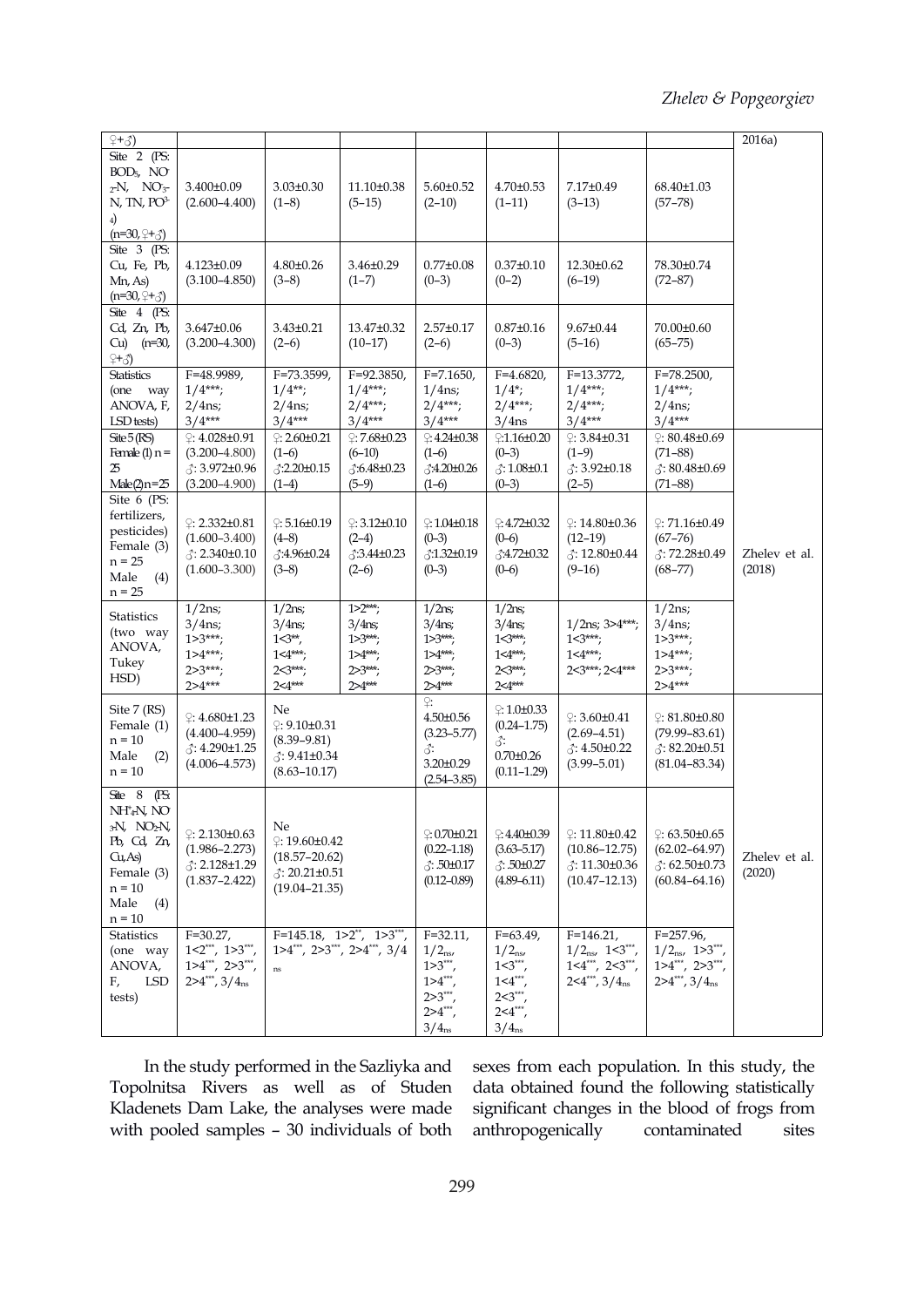| ♀+♂) | | | | | | | | 2016a) |
|---|---|---|---|---|---|---|---|---|
| Site 2 (PS: $BOD_5$, $NO^-_2$-N, $NO^-_3$-N, TN, $PO^{3-}_4$) (n=30, ♀+♂) | 3.400±0.09 (2.600–4.400) | 3.03±0.30 (1–8) | 11.10±0.38 (5–15) | 5.60±0.52 (2–10) | 4.70±0.53 (1–11) | 7.17±0.49 (3–13) | 68.40±1.03 (57–78) | |
| Site 3 (PS: Cu, Fe, Pb, Mn, As) (n=30, ♀+♂) | 4.123±0.09 (3.100–4.850) | 4.80±0.26 (3–8) | 3.46±0.29 (1–7) | 0.77±0.08 (0–3) | 0.37±0.10 (0–2) | 12.30±0.62 (6–19) | 78.30±0.74 (72–87) | |
| Site 4 (PS: Cd, Zn, Pb, Cu) (n=30, ♀+♂) | 3.647±0.06 (3.200–4.300) | 3.43±0.21 (2–6) | 13.47±0.32 (10–17) | 2.57±0.17 (2–6) | 0.87±0.16 (0–3) | 9.67±0.44 (5–16) | 70.00±0.60 (65–75) | |
| Statistics (one way ANOVA, F, LSD tests) | F=48.9989, 1/4***; 2/4ns; 3/4*** | F=73.3599, 1/4**; 2/4ns; 3/4*** | F=92.3850, 1/4***; 2/4***; 3/4*** | F=7.1650, 1/4ns; 2/4***; 3/4*** | F=4.6820, 1/4*; 2/4***; 3/4ns | F=13.3772, 1/4***; 2/4***; 3/4*** | F=78.2500, 1/4***; 2/4ns; 3/4*** | |
| Site 5 (RS) Female (1) n = 25 Male (2) n = 25 | ♀: 4.028±0.91 (3.200–4.800) ♂: 3.972±0.96 (3.200–4.900) | ♀: 2.60±0.21 (1–6) ♂: 2.20±0.15 (1–4) | ♀: 7.68±0.23 (6–10) ♂: 6.48±0.23 (5–9) | ♀: 4.24±0.38 (1–6) ♂: 4.20±0.26 (1–6) | ♀: 1.16±0.20 (0–3) ♂: 1.08±0.1 (0–3) | ♀: 3.84±0.31 (1–9) ♂: 3.92±0.18 (2–5) | ♀: 80.48±0.69 (71–88) ♂: 80.48±0.69 (71–88) | |
| Site 6 (PS: fertilizers, pesticides) Female (3) n = 25 Male (4) n = 25 | ♀: 2.332±0.81 (1.600–3.400) ♂: 2.340±0.10 (1.600–3.300) | ♀: 5.16±0.19 (4–8) ♂: 4.96±0.24 (3–8) | ♀: 3.12±0.10 (2–4) ♂: 3.44±0.23 (2–6) | ♀: 1.04±0.18 (0–3) ♂: 1.32±0.19 (0–3) | ♀: 4.72±0.32 (0–6) ♂: 4.72±0.32 (0–6) | ♀: 14.80±0.36 (12–19) ♂: 12.80±0.44 (9–16) | ♀: 71.16±0.49 (67–76) ♂: 72.28±0.49 (68–77) | Zhelev et al. (2018) |
| Statistics (two way ANOVA, Tukey HSD) | 1/2ns; 3/4ns; 1>3***; 1>4***; 2>3***; 2>4*** | 1/2ns; 3/4ns; 1<3**; 1<4***; 2<3***; 2<4*** | 1>2***; 3/4ns; 1>3***; 1>4***; 2>3***; 2>4*** | 1/2ns; 3/4ns; 1>3***; 1>4***; 2>3***; 2>4*** | 1/2ns; 3/4ns; 1<3***; 1<4***; 2<3***; 2<4*** | 1/2ns; 3>4***; 1<3***; 1<4***; 2<3***; 2<4*** | 1/2ns; 3/4ns; 1>3***; 1>4***; 2>3***; 2>4*** | |
| Site 7 (RS) Female (1) n = 10 Male (2) n = 10 | ♀: 4.680±1.23 (4.400–4.959) ♂: 4.290±1.25 (4.006–4.573) | Ne ♀: 9.10±0.31 (8.39–9.81) ♂: 9.41±0.34 (8.63–10.17) | | ♀: 4.50±0.56 (3.23–5.77) ♂: 3.20±0.29 (2.54–3.85) | ♀: 1.0±0.33 (0.24–1.75) ♂: 0.70±0.26 (0.11–1.29) | ♀: 3.60±0.41 (2.69–4.51) ♂: 4.50±0.22 (3.99–5.01) | ♀: 81.80±0.80 (79.99–83.61) ♂: 82.20±0.51 (81.04–83.34) | |
| Site 8 (PS: $NH^+_4$-N, $NO^-_3$-N, $NO_2$-N, Pb, Cd, Zn, Cu, As) Female (3) n = 10 Male (4) n = 10 | ♀: 2.130±0.63 (1.986–2.273) ♂: 2.128±1.29 (1.837–2.422) | Ne ♀: 19.60±0.42 (18.57–20.62) ♂: 20.21±0.51 (19.04–21.35) | | ♀: 0.70±0.21 (0.22–1.18) ♂: .50±0.17 (0.12–0.89) | ♀: 4.40±0.39 (3.63–5.17) ♂: .50±0.27 (4.89–6.11) | ♀: 11.80±0.42 (10.86–12.75) ♂: 11.30±0.36 (10.47–12.13) | ♀: 63.50±0.65 (62.02–64.97) ♂: 62.50±0.73 (60.84–64.16) | Zhelev et al. (2020) |
| Statistics (one way ANOVA, F, LSD tests) | F=30.27, 1<2***, 1>3***, 1>4***, 2>3***, 2>4***, 3/4ns | F=145.18, 1>2**, 1>3***, 1>4***, 2>3***, 2>4***, 3/4 ns | | F=32.11, 1/2ns, 1>3***, 1>4***, 2>3***, 2>4***, 3/4ns | F=63.49, 1/2ns, 1<3***, 1<4***, 2<3***, 2<4***, 3/4ns | F=146.21, 1/2ns, 1<3***, 1<4***, 2<3***, 2<4***, 3/4ns | F=257.96, 1/2ns, 1>3***, 1>4***, 2>3***, 2>4***, 3/4ns | |

In the study performed in the Sazliyka and Topolnitsa Rivers as well as of Studen Kladenets Dam Lake, the analyses were made with pooled samples – 30 individuals of both sexes from each population. In this study, the data obtained found the following statistically significant changes in the blood of frogs from anthropogenically contaminated sites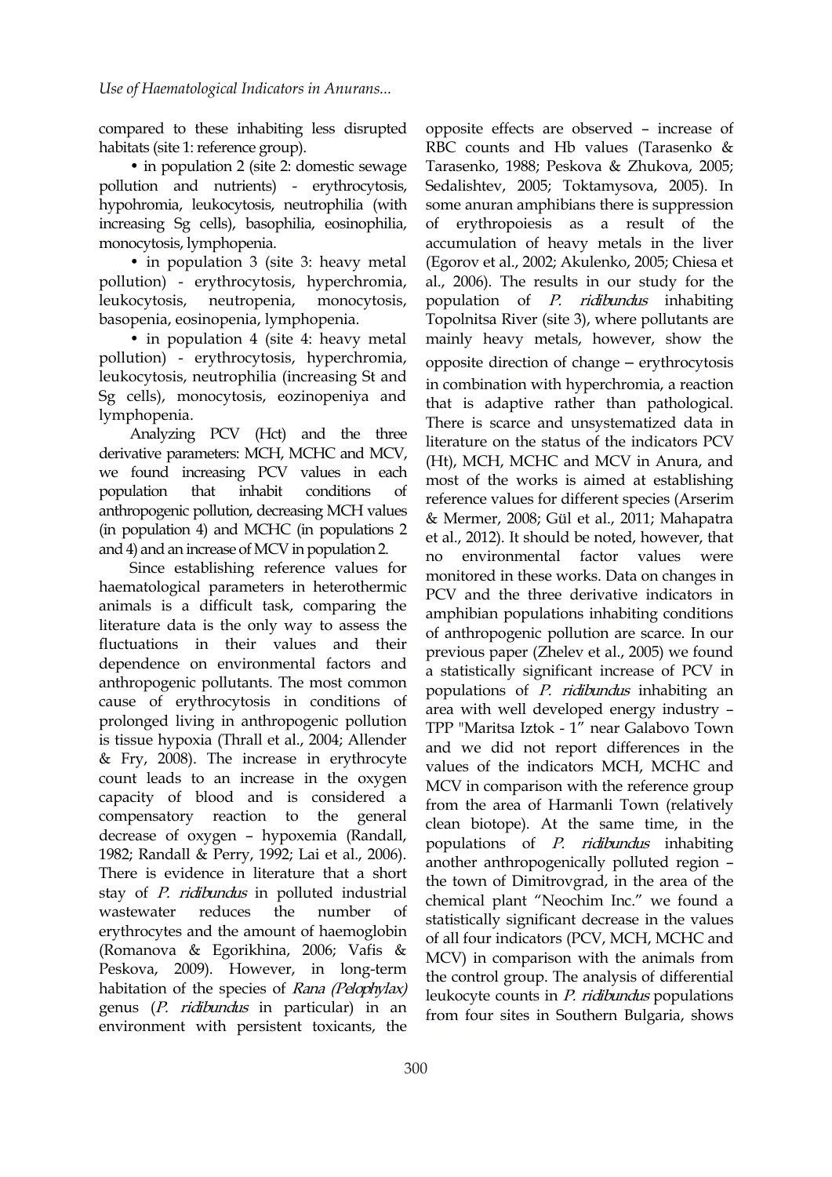compared to these inhabiting less disrupted habitats (site 1: reference group).

- in population 2 (site 2: domestic sewage pollution and nutrients) - erythrocytosis, hypohromia, leukocytosis, neutrophilia (with increasing Sg cells), basophilia, eosinophilia, monocytosis, lymphopenia.
- in population 3 (site 3: heavy metal pollution) - erythrocytosis, hyperchromia, leukocytosis, neutropenia, monocytosis, basopenia, eosinopenia, lymphopenia.
- in population 4 (site 4: heavy metal pollution) - erythrocytosis, hyperchromia, leukocytosis, neutrophilia (increasing St and Sg cells), monocytosis, eozinopeniya and lymphopenia.

Analyzing PCV (Hct) and the three derivative parameters: MCH, MCHC and MCV, we found increasing PCV values in each population that inhabit conditions of anthropogenic pollution, decreasing MCH values (in population 4) and MCHC (in populations 2 and 4) and an increase of MCV in population 2.

Since establishing reference values for haematological parameters in heterothermic animals is a difficult task, comparing the literature data is the only way to assess the fluctuations in their values and their dependence on environmental factors and anthropogenic pollutants. The most common cause of erythrocytosis in conditions of prolonged living in anthropogenic pollution is tissue hypoxia (Thrall et al., 2004; Allender & Fry, 2008). The increase in erythrocyte count leads to an increase in the oxygen capacity of blood and is considered a compensatory reaction to the general decrease of oxygen – hypoxemia (Randall, 1982; Randall & Perry, 1992; Lai et al., 2006). There is evidence in literature that a short stay of *P. ridibundus* in polluted industrial wastewater reduces the number of erythrocytes and the amount of haemoglobin (Romanova & Egorikhina, 2006; Vafis & Peskova, 2009). However, in long-term habitation of the species of *Rana (Pelophylax)* genus (*P. ridibundus* in particular) in an environment with persistent toxicants, the opposite effects are observed – increase of RBC counts and Hb values (Tarasenko & Tarasenko, 1988; Peskova & Zhukova, 2005; Sedalishtev, 2005; Toktamysova, 2005). In some anuran amphibians there is suppression of erythropoiesis as a result of the accumulation of heavy metals in the liver (Egorov et al., 2002; Akulenko, 2005; Chiesa et al., 2006). The results in our study for the population of *P. ridibundus* inhabiting Topolnitsa River (site 3), where pollutants are mainly heavy metals, however, show the opposite direction of change – erythrocytosis in combination with hyperchromia, a reaction that is adaptive rather than pathological. There is scarce and unsystematized data in literature on the status of the indicators PCV (Ht), MCH, MCHC and MCV in Anura, and most of the works is aimed at establishing reference values for different species (Arserim & Mermer, 2008; Gül et al., 2011; Mahapatra et al., 2012). It should be noted, however, that no environmental factor values were monitored in these works. Data on changes in PCV and the three derivative indicators in amphibian populations inhabiting conditions of anthropogenic pollution are scarce. In our previous paper (Zhelev et al., 2005) we found a statistically significant increase of PCV in populations of *P. ridibundus* inhabiting an area with well developed energy industry – TPP "Maritsa Iztok - 1" near Galabovo Town and we did not report differences in the values of the indicators MCH, MCHC and MCV in comparison with the reference group from the area of Harmanli Town (relatively clean biotope). At the same time, in the populations of *P. ridibundus* inhabiting another anthropogenically polluted region – the town of Dimitrovgrad, in the area of the chemical plant "Neochim Inc." we found a statistically significant decrease in the values of all four indicators (PCV, MCH, MCHC and MCV) in comparison with the animals from the control group. The analysis of differential leukocyte counts in *P. ridibundus* populations from four sites in Southern Bulgaria, shows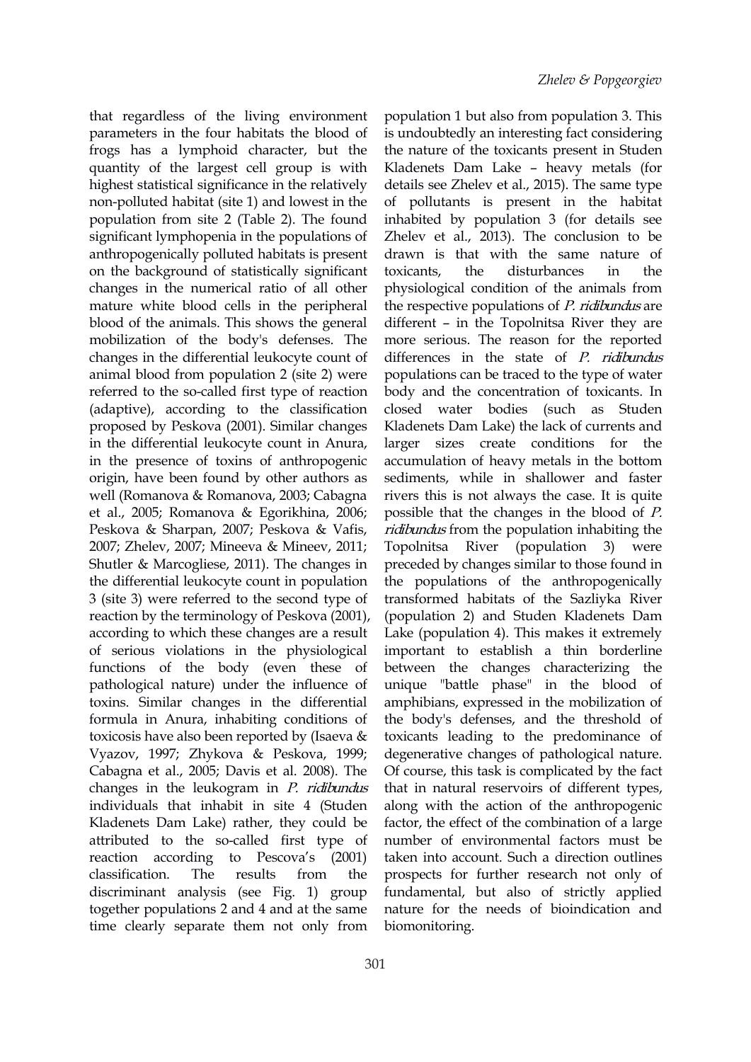that regardless of the living environment parameters in the four habitats the blood of frogs has a lymphoid character, but the quantity of the largest cell group is with highest statistical significance in the relatively non-polluted habitat (site 1) and lowest in the population from site 2 (Table 2). The found significant lymphopenia in the populations of anthropogenically polluted habitats is present on the background of statistically significant changes in the numerical ratio of all other mature white blood cells in the peripheral blood of the animals. This shows the general mobilization of the body's defenses. The changes in the differential leukocyte count of animal blood from population 2 (site 2) were referred to the so-called first type of reaction (adaptive), according to the classification proposed by Peskova (2001). Similar changes in the differential leukocyte count in Anura, in the presence of toxins of anthropogenic origin, have been found by other authors as well (Romanova & Romanova, 2003; Cabagna et al., 2005; Romanova & Egorikhina, 2006; Peskova & Sharpan, 2007; Peskova & Vafis, 2007; Zhelev, 2007; Mineeva & Mineev, 2011; Shutler & Marcogliese, 2011). The changes in the differential leukocyte count in population 3 (site 3) were referred to the second type of reaction by the terminology of Peskova (2001), according to which these changes are a result of serious violations in the physiological functions of the body (even these of pathological nature) under the influence of toxins. Similar changes in the differential formula in Anura, inhabiting conditions of toxicosis have also been reported by (Isaeva & Vyazov, 1997; Zhykova & Peskova, 1999; Cabagna et al., 2005; Davis et al. 2008). The changes in the leukogram in *P. ridibundus* individuals that inhabit in site 4 (Studen Kladenets Dam Lake) rather, they could be attributed to the so-called first type of reaction according to Pescova's (2001) classification. The results from the discriminant analysis (see Fig. 1) group together populations 2 and 4 and at the same time clearly separate them not only from population 1 but also from population 3. This is undoubtedly an interesting fact considering the nature of the toxicants present in Studen Kladenets Dam Lake – heavy metals (for details see Zhelev et al., 2015). The same type of pollutants is present in the habitat inhabited by population 3 (for details see Zhelev et al., 2013). The conclusion to be drawn is that with the same nature of toxicants, the disturbances in the physiological condition of the animals from the respective populations of *P. ridibundus* are different – in the Topolnitsa River they are more serious. The reason for the reported differences in the state of *P. ridibundus* populations can be traced to the type of water body and the concentration of toxicants. In closed water bodies (such as Studen Kladenets Dam Lake) the lack of currents and larger sizes create conditions for the accumulation of heavy metals in the bottom sediments, while in shallower and faster rivers this is not always the case. It is quite possible that the changes in the blood of *P. ridibundus* from the population inhabiting the Topolnitsa River (population 3) were preceded by changes similar to those found in the populations of the anthropogenically transformed habitats of the Sazliyka River (population 2) and Studen Kladenets Dam Lake (population 4). This makes it extremely important to establish a thin borderline between the changes characterizing the unique "battle phase" in the blood of amphibians, expressed in the mobilization of the body's defenses, and the threshold of toxicants leading to the predominance of degenerative changes of pathological nature. Of course, this task is complicated by the fact that in natural reservoirs of different types, along with the action of the anthropogenic factor, the effect of the combination of a large number of environmental factors must be taken into account. Such a direction outlines prospects for further research not only of fundamental, but also of strictly applied nature for the needs of bioindication and biomonitoring.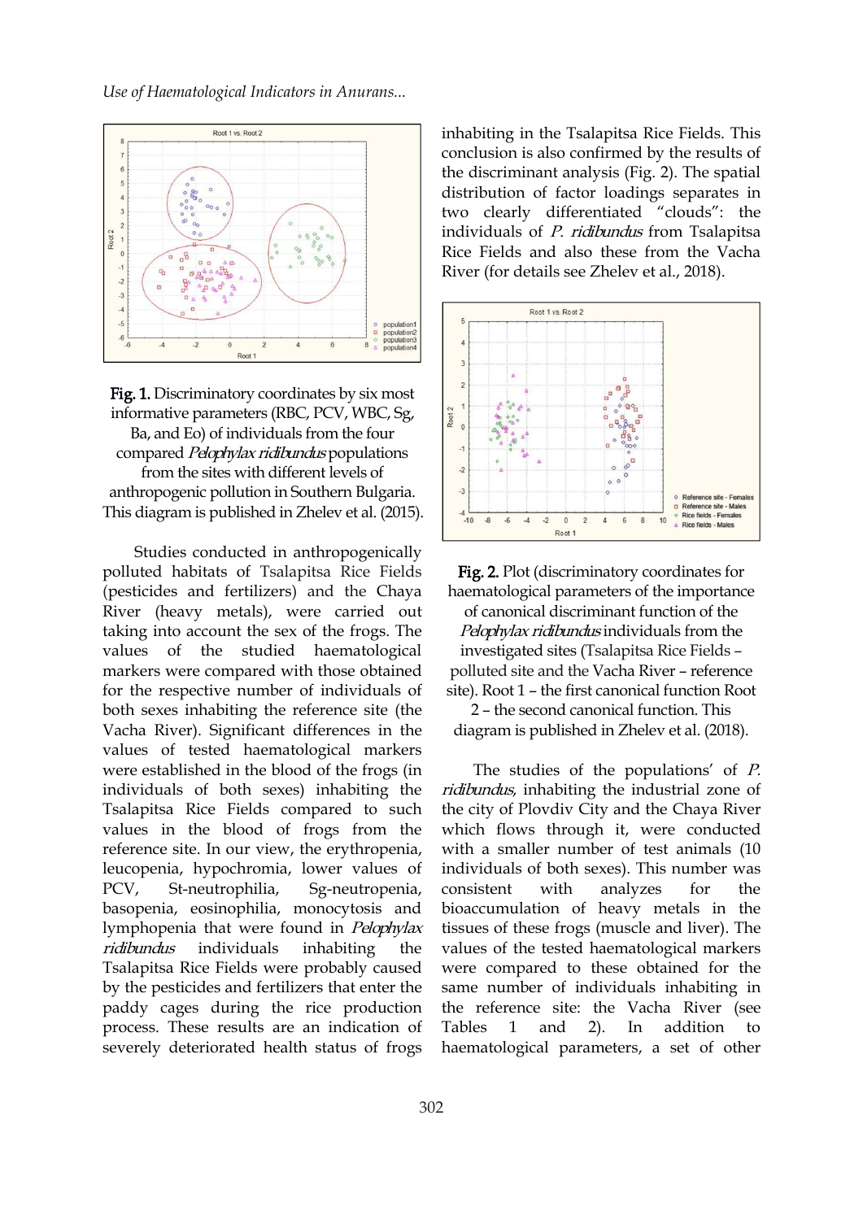**Fig. 1.** Discriminatory coordinates by six most informative parameters (RBC, PCV, WBC, Sg, Ba, and Eo) of individuals from the four compared *Pelophylax ridibundus* populations from the sites with different levels of anthropogenic pollution in Southern Bulgaria. This diagram is published in Zhelev et al. (2015).

Studies conducted in anthropogenically polluted habitats of Tsalapitsa Rice Fields (pesticides and fertilizers) and the Chaya River (heavy metals), were carried out taking into account the sex of the frogs. The values of the studied haematological markers were compared with those obtained for the respective number of individuals of both sexes inhabiting the reference site (the Vacha River). Significant differences in the values of tested haematological markers were established in the blood of the frogs (in individuals of both sexes) inhabiting the Tsalapitsa Rice Fields compared to such values in the blood of frogs from the reference site. In our view, the erythropenia, leucopenia, hypochromia, lower values of PCV, St-neutrophilia, Sg-neutropenia, basopenia, eosinophilia, monocytosis and lymphopenia that were found in *Pelophylax ridibundus* individuals inhabiting the Tsalapitsa Rice Fields were probably caused by the pesticides and fertilizers that enter the paddy cages during the rice production process. These results are an indication of severely deteriorated health status of frogs inhabiting in the Tsalapitsa Rice Fields. This conclusion is also confirmed by the results of the discriminant analysis (Fig. 2). The spatial distribution of factor loadings separates in two clearly differentiated "clouds": the individuals of *P. ridibundus* from Tsalapitsa Rice Fields and also these from the Vacha River (for details see Zhelev et al., 2018).

**Fig. 2.** Plot (discriminatory coordinates for haematological parameters of the importance of canonical discriminant function of the *Pelophylax ridibundus* individuals from the investigated sites (Tsalapitsa Rice Fields – polluted site and the Vacha River – reference site). Root 1 – the first canonical function Root 2 – the second canonical function. This diagram is published in Zhelev et al. (2018).

The studies of the populations' of *P. ridibundus*, inhabiting the industrial zone of the city of Plovdiv City and the Chaya River which flows through it, were conducted with a smaller number of test animals (10 individuals of both sexes). This number was consistent with analyzes for the bioaccumulation of heavy metals in the tissues of these frogs (muscle and liver). The values of the tested haematological markers were compared to these obtained for the same number of individuals inhabiting in the reference site: the Vacha River (see Tables 1 and 2). In addition to haematological parameters, a set of other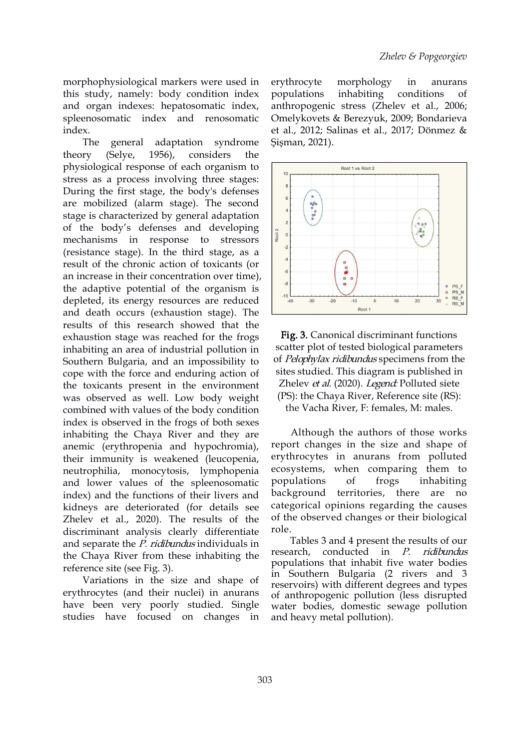morphophysiological markers were used in this study, namely: body condition index and organ indexes: hepatosomatic index, spleenosomatic index and renosomatic index.

The general adaptation syndrome theory (Selye, 1956), considers the physiological response of each organism to stress as a process involving three stages: During the first stage, the body's defenses are mobilized (alarm stage). The second stage is characterized by general adaptation of the body's defenses and developing mechanisms in response to stressors (resistance stage). In the third stage, as a result of the chronic action of toxicants (or an increase in their concentration over time), the adaptive potential of the organism is depleted, its energy resources are reduced and death occurs (exhaustion stage). The results of this research showed that the exhaustion stage was reached for the frogs inhabiting an area of industrial pollution in Southern Bulgaria, and an impossibility to cope with the force and enduring action of the toxicants present in the environment was observed as well. Low body weight combined with values of the body condition index is observed in the frogs of both sexes inhabiting the Chaya River and they are anemic (erythropenia and hypochromia), their immunity is weakened (leucopenia, neutrophilia, monocytosis, lymphopenia and lower values of the spleenosomatic index) and the functions of their livers and kidneys are deteriorated (for details see Zhelev et al., 2020). The results of the discriminant analysis clearly differentiate and separate the *P. ridibundus* individuals in the Chaya River from these inhabiting the reference site (see Fig. 3).

Variations in the size and shape of erythrocytes (and their nuclei) in anurans have been very poorly studied. Single studies have focused on changes in erythrocyte morphology in anurans populations inhabiting conditions of anthropogenic stress (Zhelev et al., 2006; Omelykovets & Berezyuk, 2009; Bondarieva et al., 2012; Salinas et al., 2017; Dönmez & Şişman, 2021).

**Fig. 3.** Canonical discriminant functions scatter plot of tested biological parameters of *Pelophylax ridibundus* specimens from the sites studied. This diagram is published in Zhelev *et al*. (2020). *Legend:* Polluted siete (PS): the Chaya River, Reference site (RS): the Vacha River, F: females, M: males.

Although the authors of those works report changes in the size and shape of erythrocytes in anurans from polluted ecosystems, when comparing them to populations of frogs inhabiting background territories, there are no categorical opinions regarding the causes of the observed changes or their biological role.

Tables 3 and 4 present the results of our research, conducted in *P. ridibundus* populations that inhabit five water bodies in Southern Bulgaria (2 rivers and 3 reservoirs) with different degrees and types of anthropogenic pollution (less disrupted water bodies, domestic sewage pollution and heavy metal pollution).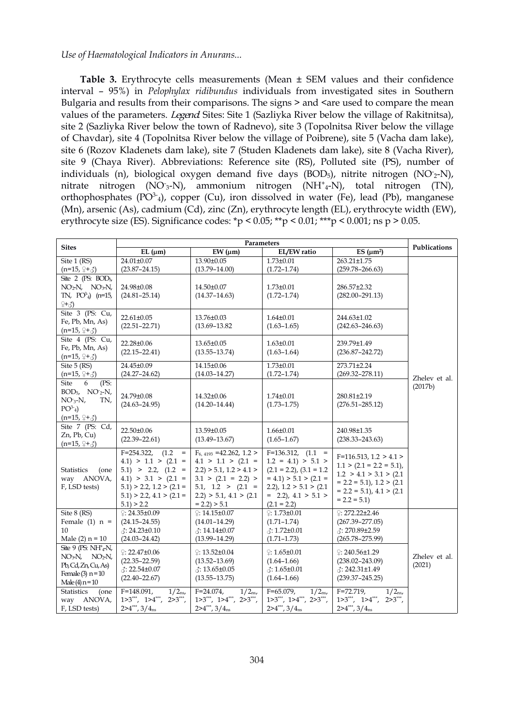**Table 3.** Erythrocyte cells measurements (Mean ± SEM values and their confidence interval – 95%) in *Pelophylax ridibundus* individuals from investigated sites in Southern Bulgaria and results from their comparisons. The signs > and < are used to compare the mean values of the parameters. *Legend*: Sites: Site 1 (Sazliyka River below the village of Rakitnitsa), site 2 (Sazliyka River below the town of Radnevo), site 3 (Topolnitsa River below the village of Chavdar), site 4 (Topolnitsa River below the village of Poibrene), site 5 (Vacha dam lake), site 6 (Rozov Kladenets dam lake), site 7 (Studen Kladenets dam lake), site 8 (Vacha River), site 9 (Chaya River). Abbreviations: Reference site (RS), Polluted site (PS), number of individuals (n), biological oxygen demand five days ($BOD_5$), nitrite nitrogen ($NO^-_2$-N), nitrate nitrogen ($NO^-_3$-N), ammonium nitrogen ($NH^+_4$-N), total nitrogen (TN), orthophosphates ($PO^{3-}_4$), copper (Cu), iron dissolved in water (Fe), lead (Pb), manganese (Mn), arsenic (As), cadmium (Cd), zinc (Zn), erythrocyte length (EL), erythrocyte width (EW), erythrocyte size (ES). Significance codes: *p < 0.05; **p < 0.01; ***p < 0.001; ns p > 0.05.

| Sites | Parameters | | | | Publications |
|---|---|---|---|---|---|
| | EL (μm) | EW (μm) | EL/EW ratio | ES (μm²) | |
| Site 1 (RS) (n=15, ♀+♂) | 24.01±0.07 (23.87–24.15) | 13.90±0.05 (13.79–14.00) | 1.73±0.01 (1.72–1.74) | 263.21±1.75 (259.78–266.63) | Zhelev et al. (2017b) |
| Site 2 (PS: $BOD_5$, $NO^-_2$-N, $NO^-_3$-N, TN, $PO^{3-}_4$) (n=15, ♀+♂) | 24.98±0.08 (24.81–25.14) | 14.50±0.07 (14.37–14.63) | 1.73±0.01 (1.72–1.74) | 286.57±2.32 (282.00–291.13) | |
| Site 3 (PS: Cu, Fe, Pb, Mn, As) (n=15, ♀+♂) | 22.61±0.05 (22.51–22.71) | 13.76±0.03 (13.69–13.82 | 1.64±0.01 (1.63–1.65) | 244.63±1.02 (242.63–246.63) | |
| Site 4 (PS: Cu, Fe, Pb, Mn, As) (n=15, ♀+♂) | 22.28±0.06 (22.15–22.41) | 13.65±0.05 (13.55–13.74) | 1.63±0.01 (1.63–1.64) | 239.79±1.49 (236.87–242.72) | |
| Site 5 (RS) (n=15, ♀+♂) | 24.45±0.09 (24.27–24.62) | 14.15±0.06 (14.03–14.27) | 1.73±0.01 (1.72–1.74) | 273.71±2.24 (269.32–278.11) | |
| Site 6 (PS: $BOD_5$, $NO^-_2$-N, $NO^-_3$-N, TN, $PO^{3-}_4$) (n=15, ♀+♂) | 24.79±0.08 (24.63–24.95) | 14.32±0.06 (14.20–14.44) | 1.74±0.01 (1.73–1.75) | 280.81±2.19 (276.51–285.12) | |
| Site 7 (PS: Cd, Zn, Pb, Cu) (n=15, ♀+♂) | 22.50±0.06 (22.39–22.61) | 13.59±0.05 (13.49–13.67) | 1.66±0.01 (1.65–1.67) | 240.98±1.35 (238.33–243.63) | |
| Statistics (one way ANOVA, F, LSD tests) | F=254.322, (1.2 = 4.1) > 1.1 > (2.1 = 5.1) > 2.2, (1.2 = 4.1) > 3.1 > (2.1 = 5.1) > 2.2, 1.2 > (2.1 = 5.1) > 2.2, 4.1 > (2.1 = 5.1) > 2.2 | $F_{6, 4193}$ =42.262, 1.2 > 4.1 > 1.1 > (2.1 = 2.2) > 5.1, 1.2 > 4.1 > 3.1 > (2.1 = 2.2) > 5.1, 1.2 > (2.1 = 2.2) > 5.1, 4.1 > (2.1 = 2.2) > 5.1 | F=136.312, (1.1 = 1.2 = 4.1) > 5.1 > (2.1 = 2.2), (3.1 = 1.2 = 4.1) > 5.1 > (2.1 = 2.2), 1.2 > 5.1 > (2.1 = 2.2), 4.1 > 5.1 > (2.1 = 2.2) | F=116.513, 1.2 > 4.1 > 1.1 > (2.1 = 2.2 = 5.1), 1.2 > 4.1 > 3.1 > (2.1 = 2.2 = 5.1), 1.2 > (2.1 = 2.2 = 5.1), 4.1 > (2.1 = 2.2 = 5.1) | |
| Site 8 (RS) Female (1) n = 10 Male (2) n = 10 | ♀: 24.35±0.09 (24.15–24.55) ♂: 24.23±0.10 (24.03–24.42) | ♀: 14.15±0.07 (14.01–14.29) ♂: 14.14±0.07 (13.99–14.29) | ♀: 1.73±0.01 (1.71–1.74) ♂: 1.72±0.01 (1.71–1.73) | ♀: 272.22±2.46 (267.39–277.05) ♂: 270.89±2.59 (265.78–275.99) | Zhelev et al. (2021) |
| Site 9 (PS: $NH^+_4$-N, $NO^-_3$-N, $NO^-_2$-N, Pb, Cd, Zn, Cu, As) Female (3) n = 10 Male (4) n = 10 | ♀: 22.47±0.06 (22.35–22.59) ♂: 22.54±0.07 (22.40–22.67) | ♀: 13.52±0.04 (13.52–13.69) ♂: 13.65±0.05 (13.55–13.75) | ♀: 1.65±0.01 (1.64–1.66) ♂: 1.65±0.01 (1.64–1.66) | ♀: 240.56±1.29 (238.02–243.09) ♂: 242.31±1.49 (239.37–245.25) | |
| Statistics (one way ANOVA, F, LSD tests) | F=148.091, $1/2_{ns}$, $1>3^{***}$, $1>4^{***}$, $2>3^{***}$, $2>4^{***}$, $3/4_{ns}$ | F=24.074, $1/2_{ns}$, $1>3^{***}$, $1>4^{***}$, $2>3^{***}$, $2>4^{***}$, $3/4_{ns}$ | F=65.079, $1/2_{ns}$, $1>3^{***}$, $1>4^{***}$, $2>3^{***}$, $2>4^{***}$, $3/4_{ns}$ | F=72.719, $1/2_{ns}$, $1>3^{***}$, $1>4^{***}$, $2>3^{***}$, $2>4^{***}$, $3/4_{ns}$ | |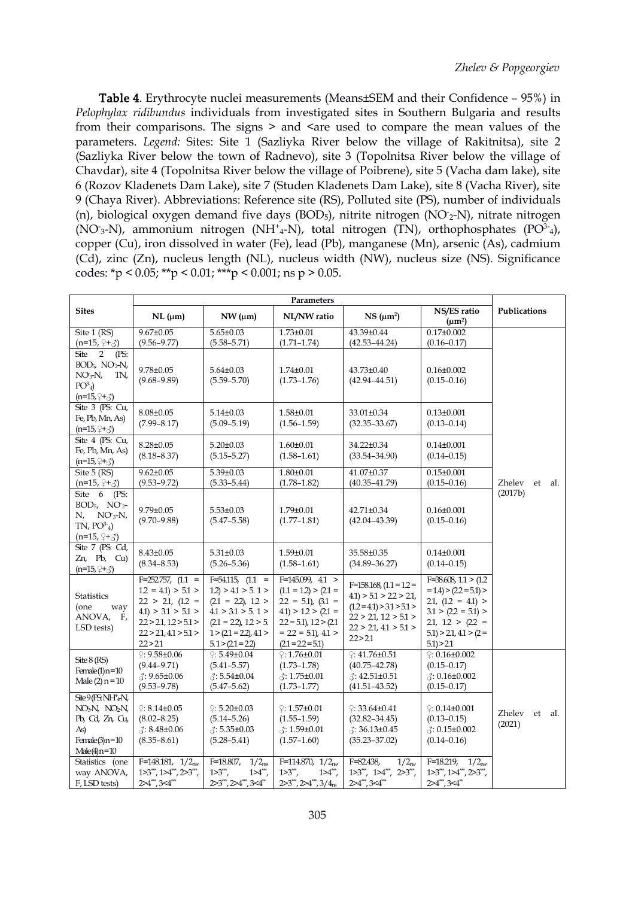**Table 4**. Erythrocyte nuclei measurements (Means±SEM and their Confidence – 95%) in *Pelophylax ridibundus* individuals from investigated sites in Southern Bulgaria and results from their comparisons. The signs > and <are used to compare the mean values of the parameters. *Legend:* Sites: Site 1 (Sazliyka River below the village of Rakitnitsa), site 2 (Sazliyka River below the town of Radnevo), site 3 (Topolnitsa River below the village of Chavdar), site 4 (Topolnitsa River below the village of Poibrene), site 5 (Vacha dam lake), site 6 (Rozov Kladenets Dam Lake), site 7 (Studen Kladenets Dam Lake), site 8 (Vacha River), site 9 (Chaya River). Abbreviations: Reference site (RS), Polluted site (PS), number of individuals (n), biological oxygen demand five days ($BOD_5$), nitrite nitrogen ($NO^-_2$-N), nitrate nitrogen ($NO^-_3$-N), ammonium nitrogen ($NH^+_4$-N), total nitrogen (TN), orthophosphates ($PO^{3-}_4$), copper (Cu), iron dissolved in water (Fe), lead (Pb), manganese (Mn), arsenic (As), cadmium (Cd), zinc (Zn), nucleus length (NL), nucleus width (NW), nucleus size (NS). Significance codes: *p < 0.05; **p < 0.01; ***p < 0.001; ns p > 0.05.

| Sites | Parameters | | | | | Publications |
|---|---|---|---|---|---|---|
| | NL (µm) | NW (µm) | NL/NW ratio | NS (µm²) | NS/ES ratio (µm²) | |
| Site 1 (RS) (n=15, ♀+♂) | 9.67±0.05 (9.56–9.77) | 5.65±0.03 (5.58–5.71) | 1.73±0.01 (1.71–1.74) | 43.39±0.44 (42.53–44.24) | 0.17±0.002 (0.16–0.17) | Zhelev et al. (2017b) |
| Site 2 (PS: $BOD_5$, $NO^-_2$-N, $NO^-_3$-N, TN, $PO^{3-}_4$) (n=15, ♀+♂) | 9.78±0.05 (9.68–9.89) | 5.64±0.03 (5.59–5.70) | 1.74±0.01 (1.73–1.76) | 43.73±0.40 (42.94–44.51) | 0.16±0.002 (0.15–0.16) | |
| Site 3 (PS: Cu, Fe, Pb, Mn, As) (n=15, ♀+♂) | 8.08±0.05 (7.99–8.17) | 5.14±0.03 (5.09–5.19) | 1.58±0.01 (1.56–1.59) | 33.01±0.34 (32.35–33.67) | 0.13±0.001 (0.13–0.14) | |
| Site 4 (PS: Cu, Fe, Pb, Mn, As) (n=15, ♀+♂) | 8.28±0.05 (8.18–8.37) | 5.20±0.03 (5.15–5.27) | 1.60±0.01 (1.58–1.61) | 34.22±0.34 (33.54–34.90) | 0.14±0.001 (0.14–0.15) | |
| Site 5 (RS) (n=15, ♀+♂) | 9.62±0.05 (9.53–9.72) | 5.39±0.03 (5.33–5.44) | 1.80±0.01 (1.78–1.82) | 41.07±0.37 (40.35–41.79) | 0.15±0.001 (0.15–0.16) | |
| Site 6 (PS: $BOD_5$, $NO^-_2$-N, $NO^-_3$-N, TN, $PO^{3-}_4$) (n=15, ♀+♂) | 9.79±0.05 (9.70–9.88) | 5.53±0.03 (5.47–5.58) | 1.79±0.01 (1.77–1.81) | 42.71±0.34 (42.04–43.39) | 0.16±0.001 (0.15–0.16) | |
| Site 7 (PS: Cd, Zn, Pb, Cu) (n=15, ♀+♂) | 8.43±0.05 (8.34–8.53) | 5.31±0.03 (5.26–5.36) | 1.59±0.01 (1.58–1.61) | 35.58±0.35 (34.89–36.27) | 0.14±0.001 (0.14–0.15) | |
| Statistics (one way ANOVA, F, LSD tests) | F=252.757, (1.1 = 1.2 = 4.1) > 5.1 > 2.2 > 2.1, (1.2 = 4.1) > 3.1 > 5.1 > 2.2 > 2.1, 1.2 > 5.1 > 2.2 > 2.1, 4.1 > 5.1 > 2.2 > 2.1 | F=54.115, (1.1 = 1.2) > 4.1 > 5. 1 > (2.1 = 2.2), 1.2 > 4.1 > 3.1 > 5. 1 > (2.1 = 2.2), 1.2 > 5. 1 > (2.1 = 2.2), 4.1 > 5.1 > (2.1 = 2.2) | F=145.099, 4.1 > (1.1 = 1.2) > (2.1 = 2.2 = 5.1), (3.1 = 4.1) > 1.2 > (2.1 = 2.2 = 5.1), 1.2 > (2.1 = 2.2 = 5.1), 4.1 > (2.1 = 2.2 = 5.1) | F=158.168, (1.1 = 1.2 = 4.1) > 5.1 > 2.2 > 2.1, (1.2 = 4.1) > 3.1 > 5.1 > 2.2 > 2.1, 1.2 > 5.1 > 2.2 > 2.1, 4.1 > 5.1 > 2.2 > 2.1 | F=38.608, 1.1 > (1.2 = 1.4) > (2.2 = 5.1) > 2.1, (1.2 = 4.1) > 3.1 > (2.2 = 5.1) > 2.1, 1.2 > (2.2 = 5.1) > 2.1, 4.1 > (2 = 5.1) > 2.1 | |
| Site 8 (RS) Female (1) n=10 Male (2) n=10 | ♀: 9.58±0.06 (9.44–9.71) ♂: 9.65±0.06 (9.53–9.78) | ♀: 5.49±0.04 (5.41–5.57) ♂: 5.54±0.04 (5.47–5.62) | ♀: 1.76±0.01 (1.73–1.78) ♂: 1.75±0.01 (1.73–1.77) | ♀: 41.76±0.51 (40.75–42.78) ♂: 42.51±0.51 (41.51–43.52) | ♀: 0.16±0.002 (0.15–0.17) ♂: 0.16±0.002 (0.15–0.17) | Zhelev et al. (2021) |
| Site 9 (PS: $NH^+_4$-N, $NO_2$-N, Pb, Cd, Zn, Cu, As) Female (3) n=10 Male (4) n=10 | ♀: 8.14±0.05 (8.02–8.25) ♂: 8.48±0.06 (8.35–8.61) | ♀: 5.20±0.03 (5.14–5.26) ♂: 5.35±0.03 (5.28–5.41) | ♀: 1.57±0.01 (1.55–1.59) ♂: 1.59±0.01 (1.57–1.60) | ♀: 33.64±0.41 (32.82–34.45) ♂: 36.13±0.45 (35.23–37.02) | ♀: 0.14±0.001 (0.13–0.15) ♂: 0.15±0.002 (0.14–0.16) | |
| Statistics (one way ANOVA, F, LSD tests) | F=148.181, $1/2_{ns}$, 1>3***, 1>4***, 2>3***, 2>4***, 3<4** | F=18.807, $1/2_{ns}$, 1>3***, 1>4***, 2>3***, 2>4***, 3<4** | F=114.870, $1/2_{ns}$, 1>3***, 1>4***, 2>3***, 2>4***, $3/4_{ns}$ | F=82.438, $1/2_{ns}$, 1>3***, 1>4***, 2>3***, 2>4***, 3<4*** | F=18.219, $1/2_{ns}$, 1>3***, 1>4***, 2>3***, 2>4***, 3<4** | |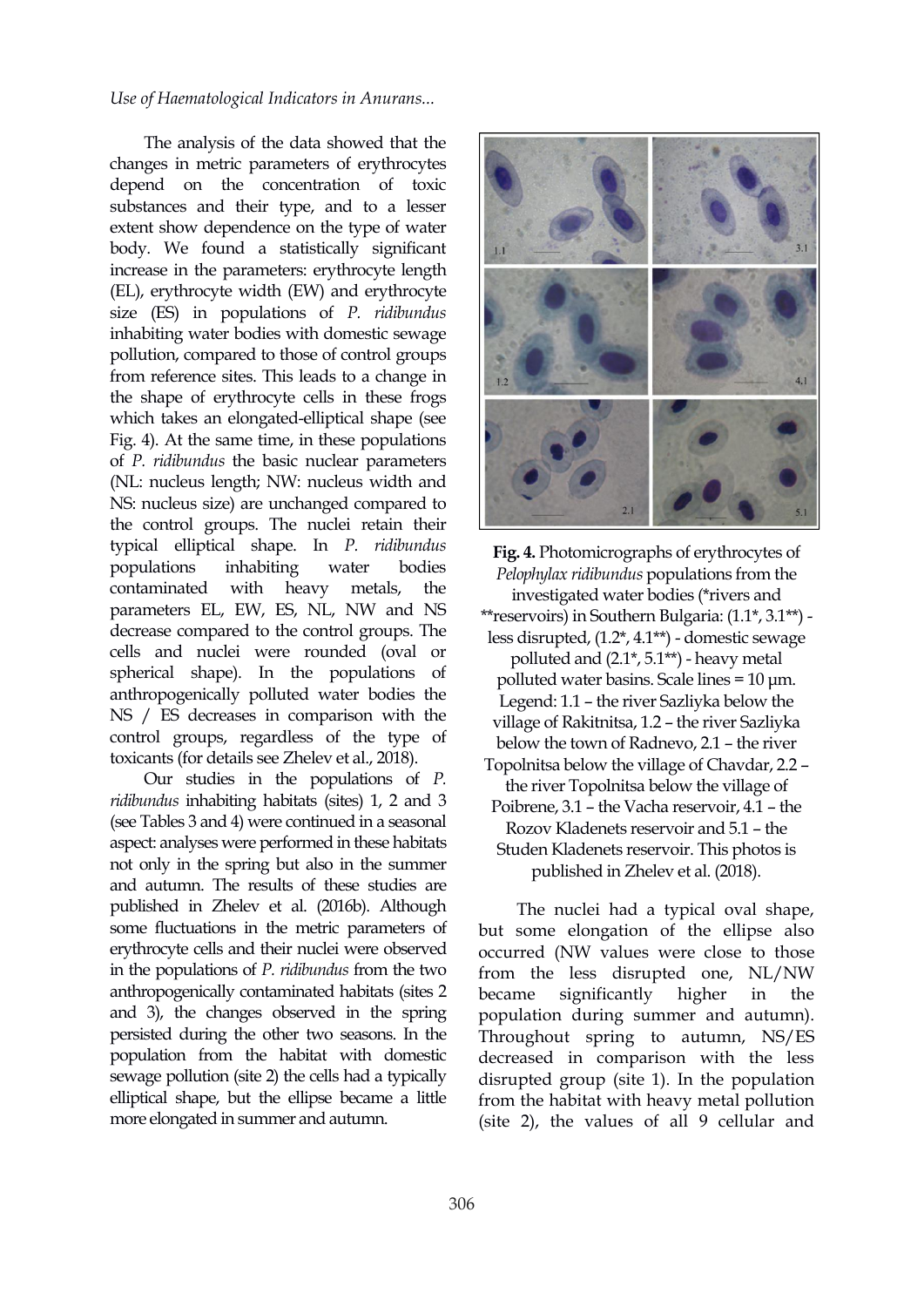The analysis of the data showed that the changes in metric parameters of erythrocytes depend on the concentration of toxic substances and their type, and to a lesser extent show dependence on the type of water body. We found a statistically significant increase in the parameters: erythrocyte length (EL), erythrocyte width (EW) and erythrocyte size (ES) in populations of *P. ridibundus* inhabiting water bodies with domestic sewage pollution, compared to those of control groups from reference sites. This leads to a change in the shape of erythrocyte cells in these frogs which takes an elongated-elliptical shape (see Fig. 4). At the same time, in these populations of *P. ridibundus* the basic nuclear parameters (NL: nucleus length; NW: nucleus width and NS: nucleus size) are unchanged compared to the control groups. The nuclei retain their typical elliptical shape. In *P. ridibundus* populations inhabiting water bodies contaminated with heavy metals, the parameters EL, EW, ES, NL, NW and NS decrease compared to the control groups. The cells and nuclei were rounded (oval or spherical shape). In the populations of anthropogenically polluted water bodies the NS / ES decreases in comparison with the control groups, regardless of the type of toxicants (for details see Zhelev et al., 2018).

Our studies in the populations of *P. ridibundus* inhabiting habitats (sites) 1, 2 and 3 (see Tables 3 and 4) were continued in a seasonal aspect: analyses were performed in these habitats not only in the spring but also in the summer and autumn. The results of these studies are published in Zhelev et al. (2016b). Although some fluctuations in the metric parameters of erythrocyte cells and their nuclei were observed in the populations of *P. ridibundus* from the two anthropogenically contaminated habitats (sites 2 and 3), the changes observed in the spring persisted during the other two seasons. In the population from the habitat with domestic sewage pollution (site 2) the cells had a typically elliptical shape, but the ellipse became a little more elongated in summer and autumn.

**Fig. 4.** Photomicrographs of erythrocytes of *Pelophylax ridibundus* populations from the investigated water bodies (*rivers and **reservoirs) in Southern Bulgaria: (1.1*, 3.1**) - less disrupted, (1.2*, 4.1**) - domestic sewage polluted and (2.1*, 5.1**) - heavy metal polluted water basins. Scale lines = 10 µm. Legend: 1.1 – the river Sazliyka below the village of Rakitnitsa, 1.2 – the river Sazliyka below the town of Radnevo, 2.1 – the river Topolnitsa below the village of Chavdar, 2.2 – the river Topolnitsa below the village of Poibrene, 3.1 – the Vacha reservoir, 4.1 – the Rozov Kladenets reservoir and 5.1 – the Studen Kladenets reservoir. This photos is published in Zhelev et al. (2018).

The nuclei had a typical oval shape, but some elongation of the ellipse also occurred (NW values were close to those from the less disrupted one, NL/NW became significantly higher in the population during summer and autumn). Throughout spring to autumn, NS/ES decreased in comparison with the less disrupted group (site 1). In the population from the habitat with heavy metal pollution (site 2), the values of all 9 cellular and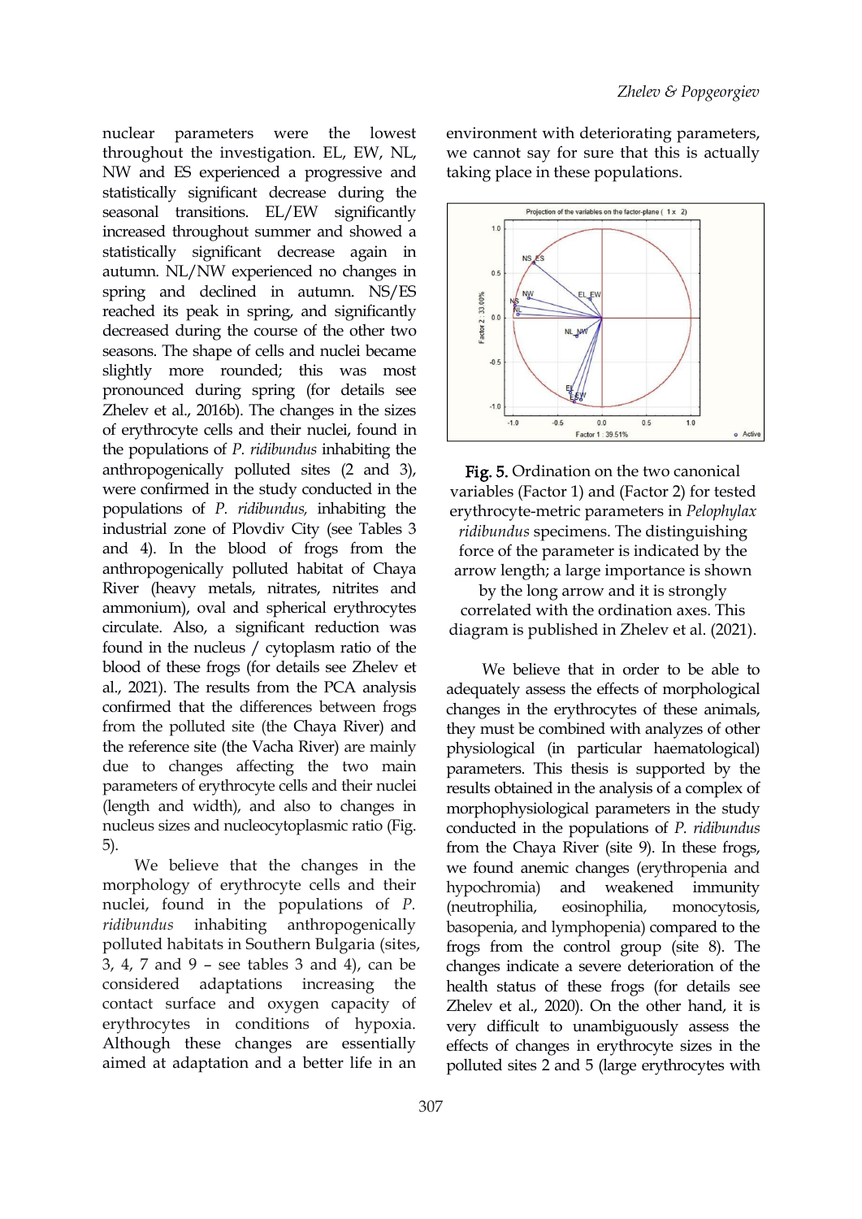nuclear parameters were the lowest throughout the investigation. EL, EW, NL, NW and ES experienced a progressive and statistically significant decrease during the seasonal transitions. EL/EW significantly increased throughout summer and showed a statistically significant decrease again in autumn. NL/NW experienced no changes in spring and declined in autumn. NS/ES reached its peak in spring, and significantly decreased during the course of the other two seasons. The shape of cells and nuclei became slightly more rounded; this was most pronounced during spring (for details see Zhelev et al., 2016b). The changes in the sizes of erythrocyte cells and their nuclei, found in the populations of *P. ridibundus* inhabiting the anthropogenically polluted sites (2 and 3), were confirmed in the study conducted in the populations of *P. ridibundus,* inhabiting the industrial zone of Plovdiv City (see Tables 3 and 4). In the blood of frogs from the anthropogenically polluted habitat of Chaya River (heavy metals, nitrates, nitrites and ammonium), oval and spherical erythrocytes circulate. Also, a significant reduction was found in the nucleus / cytoplasm ratio of the blood of these frogs (for details see Zhelev et al., 2021). The results from the PCA analysis confirmed that the differences between frogs from the polluted site (the Chaya River) and the reference site (the Vacha River) are mainly due to changes affecting the two main parameters of erythrocyte cells and their nuclei (length and width), and also to changes in nucleus sizes and nucleocytoplasmic ratio (Fig. 5).

We believe that the changes in the morphology of erythrocyte cells and their nuclei, found in the populations of *P. ridibundus* inhabiting anthropogenically polluted habitats in Southern Bulgaria (sites, 3, 4, 7 and 9 – see tables 3 and 4), can be considered adaptations increasing the contact surface and oxygen capacity of erythrocytes in conditions of hypoxia. Although these changes are essentially aimed at adaptation and a better life in an environment with deteriorating parameters, we cannot say for sure that this is actually taking place in these populations.

**Fig. 5.** Ordination on the two canonical variables (Factor 1) and (Factor 2) for tested erythrocyte-metric parameters in *Pelophylax ridibundus* specimens. The distinguishing force of the parameter is indicated by the arrow length; a large importance is shown by the long arrow and it is strongly correlated with the ordination axes. This diagram is published in Zhelev et al. (2021).

We believe that in order to be able to adequately assess the effects of morphological changes in the erythrocytes of these animals, they must be combined with analyzes of other physiological (in particular haematological) parameters. This thesis is supported by the results obtained in the analysis of a complex of morphophysiological parameters in the study conducted in the populations of *P. ridibundus* from the Chaya River (site 9). In these frogs, we found anemic changes (erythropenia and hypochromia) and weakened immunity (neutrophilia, eosinophilia, monocytosis, basopenia, and lymphopenia) compared to the frogs from the control group (site 8). The changes indicate a severe deterioration of the health status of these frogs (for details see Zhelev et al., 2020). On the other hand, it is very difficult to unambiguously assess the effects of changes in erythrocyte sizes in the polluted sites 2 and 5 (large erythrocytes with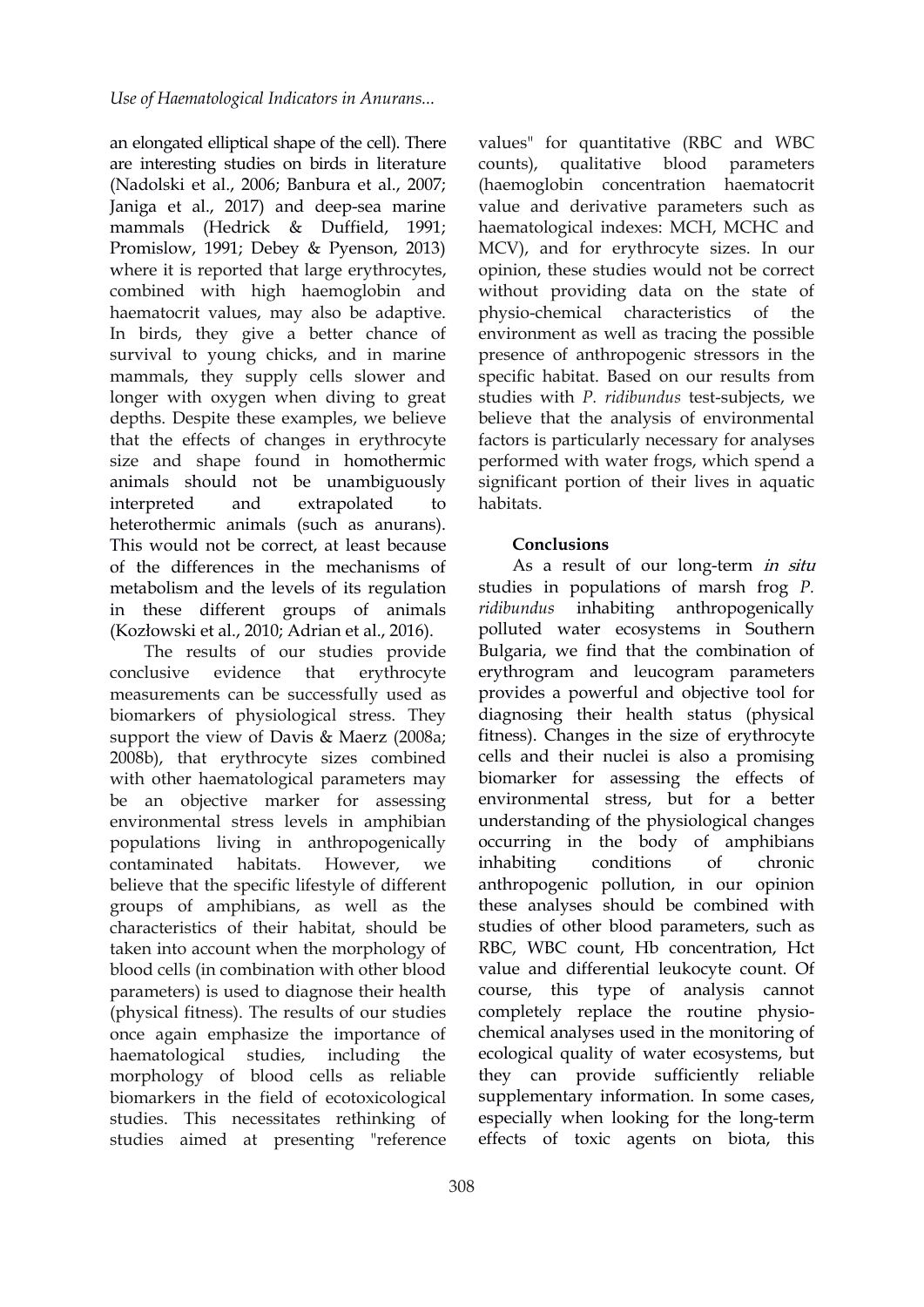an elongated elliptical shape of the cell). There are interesting studies on birds in literature (Nadolski et al., 2006; Banbura et al., 2007; Janiga et al., 2017) and deep-sea marine mammals (Hedrick & Duffield, 1991; Promislow, 1991; Debey & Pyenson, 2013) where it is reported that large erythrocytes, combined with high haemoglobin and haematocrit values, may also be adaptive. In birds, they give a better chance of survival to young chicks, and in marine mammals, they supply cells slower and longer with oxygen when diving to great depths. Despite these examples, we believe that the effects of changes in erythrocyte size and shape found in homothermic animals should not be unambiguously interpreted and extrapolated to heterothermic animals (such as anurans). This would not be correct, at least because of the differences in the mechanisms of metabolism and the levels of its regulation in these different groups of animals (Kozłowski et al., 2010; Adrian et al., 2016).

The results of our studies provide conclusive evidence that erythrocyte measurements can be successfully used as biomarkers of physiological stress. They support the view of Davis & Maerz (2008a; 2008b), that erythrocyte sizes combined with other haematological parameters may be an objective marker for assessing environmental stress levels in amphibian populations living in anthropogenically contaminated habitats. However, we believe that the specific lifestyle of different groups of amphibians, as well as the characteristics of their habitat, should be taken into account when the morphology of blood cells (in combination with other blood parameters) is used to diagnose their health (physical fitness). The results of our studies once again emphasize the importance of haematological studies, including the morphology of blood cells as reliable biomarkers in the field of ecotoxicological studies. This necessitates rethinking of studies aimed at presenting "reference values" for quantitative (RBC and WBC counts), qualitative blood parameters (haemoglobin concentration haematocrit value and derivative parameters such as haematological indexes: MCH, MCHC and MCV), and for erythrocyte sizes. In our opinion, these studies would not be correct without providing data on the state of physio-chemical characteristics of the environment as well as tracing the possible presence of anthropogenic stressors in the specific habitat. Based on our results from studies with *P. ridibundus* test-subjects, we believe that the analysis of environmental factors is particularly necessary for analyses performed with water frogs, which spend a significant portion of their lives in aquatic habitats.

## Conclusions

As a result of our long-term *in situ* studies in populations of marsh frog *P. ridibundus* inhabiting anthropogenically polluted water ecosystems in Southern Bulgaria, we find that the combination of erythrogram and leucogram parameters provides a powerful and objective tool for diagnosing their health status (physical fitness). Changes in the size of erythrocyte cells and their nuclei is also a promising biomarker for assessing the effects of environmental stress, but for a better understanding of the physiological changes occurring in the body of amphibians inhabiting conditions of chronic anthropogenic pollution, in our opinion these analyses should be combined with studies of other blood parameters, such as RBC, WBC count, Hb concentration, Hct value and differential leukocyte count. Of course, this type of analysis cannot completely replace the routine physio-chemical analyses used in the monitoring of ecological quality of water ecosystems, but they can provide sufficiently reliable supplementary information. In some cases, especially when looking for the long-term effects of toxic agents on biota, this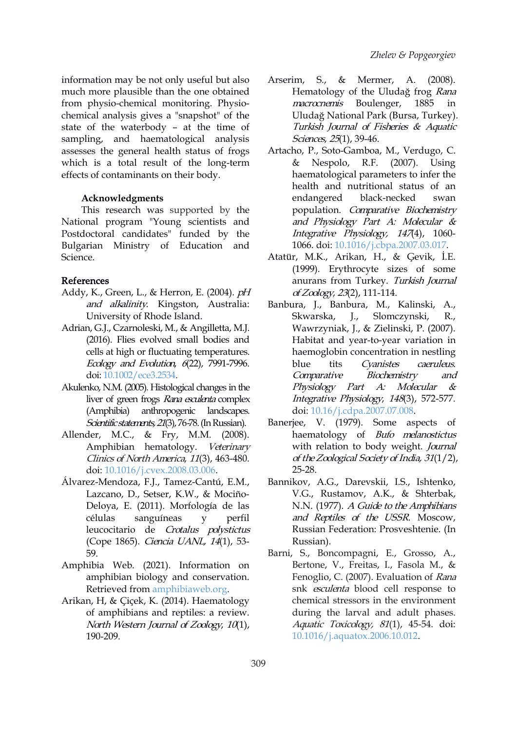information may be not only useful but also much more plausible than the one obtained from physio-chemical monitoring. Physio-chemical analysis gives a "snapshot" of the state of the waterbody – at the time of sampling, and haematological analysis assesses the general health status of frogs which is a total result of the long-term effects of contaminants on their body.

### Acknowledgments

This research was supported by the National program "Young scientists and Postdoctoral candidates" funded by the Bulgarian Ministry of Education and Science.

## References

Addy, K., Green, L., & Herron, E. (2004). *pH and alkalinity*. Kingston, Australia: University of Rhode Island.

Adrian, G.J., Czarnoleski, M., & Angilletta, M.J. (2016). Flies evolved small bodies and cells at high or fluctuating temperatures. *Ecology and Evolution, 6*(22), 7991-7996. doi: 10.1002/ece3.2534.

Akulenko, N.M. (2005). Histological changes in the liver of green frogs *Rana esculenta* complex (Amphibia) anthropogenic landscapes. *Scientific statements, 21*(3), 76-78. (In Russian).

Allender, M.C., & Fry, M.M. (2008). Amphibian hematology. *Veterinary Clinics of North America, 11*(3), 463-480. doi: 10.1016/j.cvex.2008.03.006.

Álvarez-Mendoza, F.J., Tamez-Cantú, E.M., Lazcano, D., Setser, K.W., & Mociño-Deloya, E. (2011). Morfología de las células sanguíneas y perfil leucocitario de *Crotalus polystictus* (Cope 1865). *Ciencia UANL, 14*(1), 53-59.

Amphibia Web. (2021). Information on amphibian biology and conservation. Retrieved from amphibiaweb.org.

Arikan, H, & Çiçek, K. (2014). Haematology of amphibians and reptiles: a review. *North Western Journal of Zoology, 10*(1), 190-209.

Arserim, S., & Mermer, A. (2008). Hematology of the Uludağ frog *Rana macrocnemis* Boulenger, 1885 in Uludağ National Park (Bursa, Turkey). *Turkish Journal of Fisheries & Aquatic Sciences, 25*(1), 39-46.

Artacho, P., Soto-Gamboa, M., Verdugo, C. & Nespolo, R.F. (2007). Using haematological parameters to infer the health and nutritional status of an endangered black-necked swan population. *Comparative Biochemistry and Physiology Part A: Molecular & Integrative Physiology, 147*(4), 1060-1066. doi: 10.1016/j.cbpa.2007.03.017.

Atatür, M.K., Arikan, H., & Çevik, İ.E. (1999). Erythrocyte sizes of some anurans from Turkey. *Turkish Journal of Zoology, 23*(2), 111-114.

Banbura, J., Banbura, M., Kalinski, A., Skwarska, J., Slomczynski, R., Wawrzyniak, J., & Zielinski, P. (2007). Habitat and year-to-year variation in haemoglobin concentration in nestling blue tits *Cyanistes caeruleus*. *Comparative Biochemistry and Physiology Part A: Molecular & Integrative Physiology, 148*(3), 572-577. doi: 10.16/j.cdpa.2007.07.008.

Banerjee, V. (1979). Some aspects of haematology of *Bufo melanostictus* with relation to body weight. *Journal of the Zoological Society of India, 31*(1/2), 25-28.

Bannikov, A.G., Darevskii, I.S., Ishtenko, V.G., Rustamov, A.K., & Shterbak, N.N. (1977). *A Guide to the Amphibians and Reptiles of the USSR*. Moscow, Russian Federation: Prosveshtenie. (In Russian).

Barni, S., Boncompagni, E., Grosso, A., Bertone, V., Freitas, I., Fasola M., & Fenoglio, C. (2007). Evaluation of *Rana* snk *esculenta* blood cell response to chemical stressors in the environment during the larval and adult phases. *Aquatic Toxicology, 81*(1), 45-54. doi: 10.1016/j.aquatox.2006.10.012.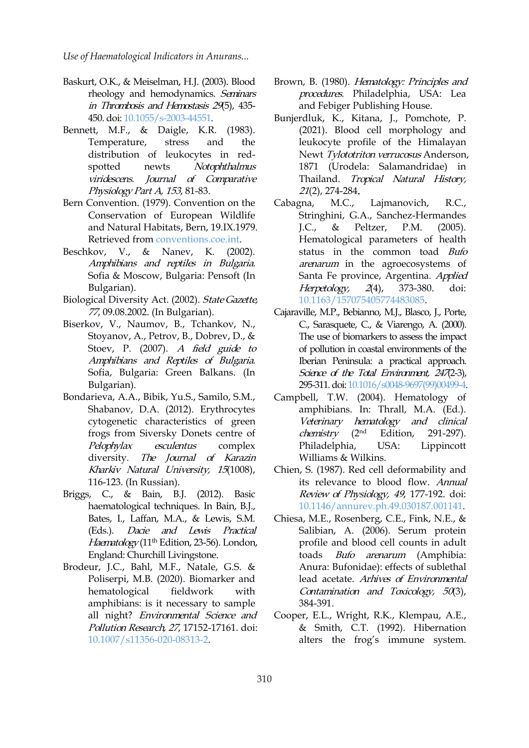Baskurt, O.K., & Meiselman, H.J. (2003). Blood rheology and hemodynamics. *Seminars in Thrombosis and Hemostasis 29*(5), 435-450. doi: 10.1055/s-2003-44551.

Bennett, M.F., & Daigle, K.R. (1983). Temperature, stress and the distribution of leukocytes in red-spotted newts *Notophthalmus viridescens*. *Journal of Comparative Physiology Part A, 153*, 81-83.

Bern Convention. (1979). Convention on the Conservation of European Wildlife and Natural Habitats, Bern, 19.IX.1979. Retrieved from conventions.coe.int.

Beschkov, V., & Nanev, K. (2002). *Amphibians and reptiles in Bulgaria*. Sofia & Moscow, Bulgaria: Pensoft (In Bulgarian).

Biological Diversity Act. (2002). *State Gazette, 77*, 09.08.2002. (In Bulgarian).

Biserkov, V., Naumov, B., Tchankov, N., Stoyanov, A., Petrov, B., Dobrev, D., & Stoev, P. (2007). *A field guide to Amphibians and Reptiles of Bulgaria*. Sofia, Bulgaria: Green Balkans. (In Bulgarian).

Bondarieva, A.A., Bibik, Yu.S., Samilo, S.M., Shabanov, D.A. (2012). Erythrocytes cytogenetic characteristics of green frogs from Siversky Donets centre of *Pelophylax esculentus* complex diversity. *The Journal of Karazin Kharkiv Natural University, 15*(1008), 116-123. (In Russian).

Briggs, C., & Bain, B.J. (2012). Basic haematological techniques. In Bain, B.J., Bates, I., Laffan, M.A., & Lewis, S.M. (Eds.). *Dacie and Lewis Practical Haematology* (11th Edition, 23-56). London, England: Churchill Livingstone.

Brodeur, J.C., Bahl, M.F., Natale, G.S. & Poliserpi, M.B. (2020). Biomarker and hematological fieldwork with amphibians: is it necessary to sample all night? *Environmental Science and Pollution Research, 27*, 17152-17161. doi: 10.1007/s11356-020-08313-2.

Brown, B. (1980). *Hematology: Principles and procedures*. Philadelphia, USA: Lea and Febiger Publishing House.

Bunjerdluk, K., Kitana, J., Pomchote, P. (2021). Blood cell morphology and leukocyte profile of the Himalayan Newt *Tylototriton verrucosus* Anderson, 1871 (Urodela: Salamandridae) in Thailand. *Tropical Natural History, 21*(2), 274-284.

Cabagna, M.C., Lajmanovich, R.C., Stringhini, G.A., Sanchez-Hermandes J.C., & Peltzer, P.M. (2005). Hematological parameters of health status in the common toad *Bufo arenarum* in the agroecosystems of Santa Fe province, Argentina. *Applied Herpetology, 2*(4), 373-380. doi: 10.1163/157075405774483085.

Cajaraville, M.P., Bebianno, M.J., Blasco, J., Porte, C., Sarasquete, C., & Viarengo, A. (2000). The use of biomarkers to assess the impact of pollution in coastal environments of the Iberian Peninsula: a practical approach. *Science of the Total Environment, 247*(2-3), 295-311. doi: 10.1016/s0048-9697(99)00499-4.

Campbell, T.W. (2004). Hematology of amphibians. In: Thrall, M.A. (Ed.). *Veterinary hematology and clinical chemistry* (2nd Edition, 291-297). Philadelphia, USA: Lippincott Williams & Wilkins.

Chien, S. (1987). Red cell deformability and its relevance to blood flow. *Annual Review of Physiology, 49*, 177-192. doi: 10.1146/annurev.ph.49.030187.001141.

Chiesa, M.E., Rosenberg, C.E., Fink, N.E., & Salibian, A. (2006). Serum protein profile and blood cell counts in adult toads *Bufo arenarum* (Amphibia: Anura: Bufonidae): effects of sublethal lead acetate. *Arhives of Environmental Contamination and Toxicology, 50*(3), 384-391.

Cooper, E.L., Wright, R.K., Klempau, A.E., & Smith, C.T. (1992). Hibernation alters the frog's immune system.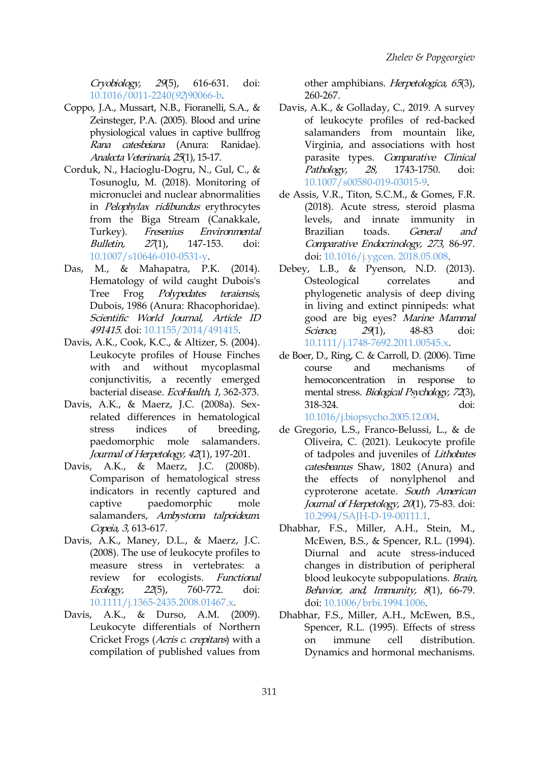*Cryobiology, 29*(5), 616-631. doi: 10.1016/0011-2240(92)90066-b.

Coppo, J.A., Mussart, N.B., Fioranelli, S.A., & Zeinsteger, P.A. (2005). Blood and urine physiological values in captive bullfrog *Rana catesbeiana* (Anura: Ranidae). *Analecta Veterinaria, 25*(1), 15-17.

Corduk, N., Hacioglu-Dogru, N., Gul, C., & Tosunoglu, M. (2018). Monitoring of micronuclei and nuclear abnormalities in *Pelophylax ridibundus* erythrocytes from the Biga Stream (Canakkale, Turkey). *Fresenius Environmental Bulletin, 27*(1), 147-153. doi: 10.1007/s10646-010-0531-y.

Das, M., & Mahapatra, P.K. (2014). Hematology of wild caught Dubois's Tree Frog *Polypedates teraiensis*, Dubois, 1986 (Anura: Rhacophoridae). *Scientific World Journal, Article ID 491415*. doi: 10.1155/2014/491415.

Davis, A.K., Cook, K.C., & Altizer, S. (2004). Leukocyte profiles of House Finches with and without mycoplasmal conjunctivitis, a recently emerged bacterial disease. *EcoHealth, 1*, 362-373.

Davis, A.K., & Maerz, J.C. (2008a). Sex-related differences in hematological stress indices of breeding, paedomorphic mole salamanders. *Jourmal of Herpetology, 42*(1), 197-201.

Davis, A.K., & Maerz, J.C. (2008b). Comparison of hematological stress indicators in recently captured and captive paedomorphic mole salamanders, *Ambystoma talpoideum*. *Copeia, 3*, 613-617.

Davis, A.K., Maney, D.L., & Maerz, J.C. (2008). The use of leukocyte profiles to measure stress in vertebrates: a review for ecologists. *Functional Ecology, 22*(5), 760-772. doi: 10.1111/j.1365-2435.2008.01467.x.

Davis, A.K., & Durso, A.M. (2009). Leukocyte differentials of Northern Cricket Frogs (*Acris c. crepitans*) with a compilation of published values from other amphibians. *Herpetologica, 65*(3), 260-267.

Davis, A.K., & Golladay, C., 2019. A survey of leukocyte profiles of red-backed salamanders from mountain like, Virginia, and associations with host parasite types. *Comparative Clinical Pathology, 28*, 1743-1750. doi: 10.1007/s00580-019-03015-9.

de Assis, V.R., Titon, S.C.M., & Gomes, F.R. (2018). Acute stress, steroid plasma levels, and innate immunity in Brazilian toads. *General and Comparative Endocrinology, 273*, 86-97. doi: 10.1016/j.ygcen. 2018.05.008.

Debey, L.B., & Pyenson, N.D. (2013). Osteological correlates and phylogenetic analysis of deep diving in living and extinct pinnipeds: what good are big eyes? *Marine Mammal Science, 29*(1), 48-83 doi: 10.1111/j.1748-7692.2011.00545.x.

de Boer, D., Ring, C. & Carroll, D. (2006). Time course and mechanisms of hemoconcentration in response to mental stress. *Biological Psychology, 72*(3), 318-324. doi: 10.1016/j.biopsycho.2005.12.004.

de Gregorio, L.S., Franco-Belussi, L., & de Oliveira, C. (2021). Leukocyte profile of tadpoles and juveniles of *Lithobates catesbeanus* Shaw, 1802 (Anura) and the effects of nonylphenol and cyproterone acetate. *South American Journal of Herpetology, 20*(1), 75-83. doi: 10.2994/SAJH-D-19-00111.1.

Dhabhar, F.S., Miller, A.H., Stein, M., McEwen, B.S., & Spencer, R.L. (1994). Diurnal and acute stress-induced changes in distribution of peripheral blood leukocyte subpopulations. *Brain, Behavior, and Immunity, 8*(1), 66-79. doi: 10.1006/brbi.1994.1006.

Dhabhar, F.S., Miller, A.H., McEwen, B.S., Spencer, R.L. (1995). Effects of stress on immune cell distribution. Dynamics and hormonal mechanisms.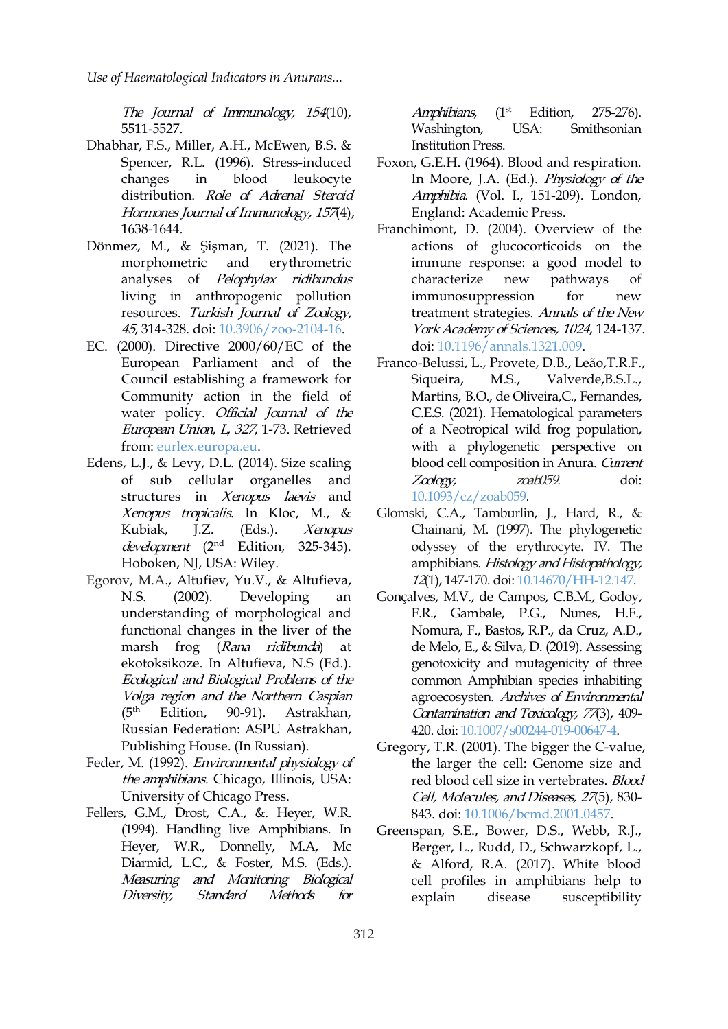*The Journal of Immunology, 154*(10), 5511-5527.

Dhabhar, F.S., Miller, A.H., McEwen, B.S. & Spencer, R.L. (1996). Stress-induced changes in blood leukocyte distribution. *Role of Adrenal Steroid Hormones Journal of Immunology, 157*(4), 1638-1644.

Dönmez, M., & Şişman, T. (2021). The morphometric and erythrometric analyses of *Pelophylax ridibundus* living in anthropogenic pollution resources. *Turkish Journal of Zoology, 45*, 314-328. doi: 10.3906/zoo-2104-16.

EC. (2000). Directive 2000/60/EC of the European Parliament and of the Council establishing a framework for Community action in the field of water policy. *Official Journal of the European Union, L, 327*, 1-73. Retrieved from: eurlex.europa.eu.

Edens, L.J., & Levy, D.L. (2014). Size scaling of sub cellular organelles and structures in *Xenopus laevis* and *Xenopus tropicalis*. In Kloc, M., & Kubiak, J.Z. (Eds.). *Xenopus development* (2nd Edition, 325-345). Hoboken, NJ, USA: Wiley.

Egorov, M.A., Altufiev, Yu.V., & Altufieva, N.S. (2002). Developing an understanding of morphological and functional changes in the liver of the marsh frog (*Rana ridibunda*) at ekotoksikoze. In Altufieva, N.S (Ed.). *Ecological and Biological Problems of the Volga region and the Northern Caspian* (5th Edition, 90-91). Astrakhan, Russian Federation: ASPU Astrakhan, Publishing House. (In Russian).

Feder, M. (1992). *Environmental physiology of the amphibians.* Chicago, Illinois, USA: University of Chicago Press.

Fellers, G.M., Drost, C.A., &. Heyer, W.R. (1994). Handling live Amphibians. In Heyer, W.R., Donnelly, M.A, Mc Diarmid, L.C., & Foster, M.S. (Eds.). *Measuring and Monitoring Biological Diversity, Standard Methods for Amphibians*, (1st Edition, 275-276). Washington, USA: Smithsonian Institution Press.

Foxon, G.E.H. (1964). Blood and respiration. In Moore, J.A. (Ed.). *Physiology of the Amphibia*. (Vol. I., 151-209). London, England: Academic Press.

Franchimont, D. (2004). Overview of the actions of glucocorticoids on the immune response: a good model to characterize new pathways of immunosuppression for new treatment strategies. *Annals of the New York Academy of Sciences, 1024*, 124-137. doi: 10.1196/annals.1321.009.

Franco-Belussi, L., Provete, D.B., Leão,T.R.F., Siqueira, M.S., Valverde,B.S.L., Martins, B.O., de Oliveira,C., Fernandes, C.E.S. (2021). Hematological parameters of a Neotropical wild frog population, with a phylogenetic perspective on blood cell composition in Anura. *Current Zoology, zoab059*. doi: 10.1093/cz/zoab059.

Glomski, C.A., Tamburlin, J., Hard, R., & Chainani, M. (1997). The phylogenetic odyssey of the erythrocyte. IV. The amphibians. *Histology and Histopathology, 12*(1), 147-170. doi: 10.14670/HH-12.147.

Gonçalves, M.V., de Campos, C.B.M., Godoy, F.R., Gambale, P.G., Nunes, H.F., Nomura, F., Bastos, R.P., da Cruz, A.D., de Melo, E., & Silva, D. (2019). Assessing genotoxicity and mutagenicity of three common Amphibian species inhabiting agroecosysten. *Archives of Environmental Contamination and Toxicology, 77*(3), 409-420. doi: 10.1007/s00244-019-00647-4.

Gregory, T.R. (2001). The bigger the C-value, the larger the cell: Genome size and red blood cell size in vertebrates. *Blood Cell, Molecules, and Diseases, 27*(5), 830-843. doi: 10.1006/bcmd.2001.0457.

Greenspan, S.E., Bower, D.S., Webb, R.J., Berger, L., Rudd, D., Schwarzkopf, L., & Alford, R.A. (2017). White blood cell profiles in amphibians help to explain disease susceptibility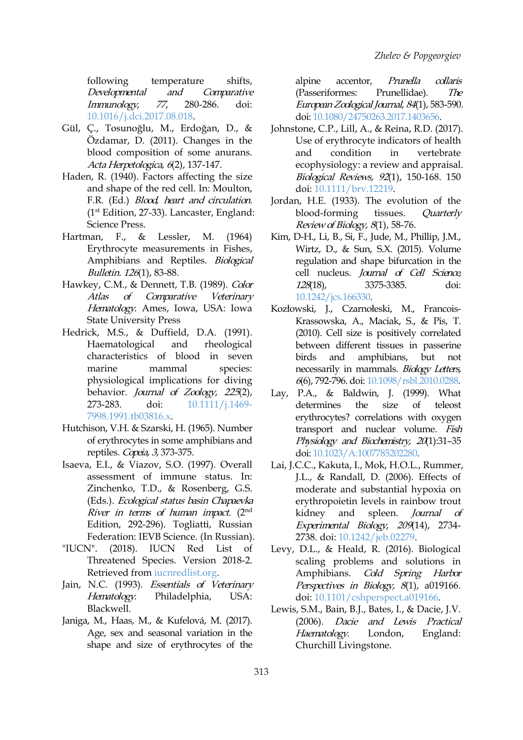following temperature shifts, *Developmental and Comparative Immunology*, *77*, 280-286. doi: 10.1016/j.dci.2017.08.018.

Gül, Ç., Tosunoğlu, M., Erdoğan, D., & Özdamar, D. (2011). Changes in the blood composition of some anurans. *Acta Herpetologica, 6*(2), 137-147.

Haden, R. (1940). Factors affecting the size and shape of the red cell. In: Moulton, F.R. (Ed.) *Blood, heart and circulation*. (1st Edition, 27-33). Lancaster, England: Science Press.

Hartman, F., & Lessler, M. (1964) Erythrocyte measurements in Fishes, Amphibians and Reptiles. *Biological Bulletin. 126*(1), 83-88.

Hawkey, C.M., & Dennett, T.B. (1989). *Color Atlas of Comparative Veterinary Hematology*. Ames, Iowa, USA: Iowa State University Press

Hedrick, M.S., & Duffield, D.A. (1991). Haematological and rheological characteristics of blood in seven marine mammal species: physiological implications for diving behavior. *Journal of Zoology*, *225*(2), 273-283. doi: 10.1111/j.1469-7998.1991.tb03816.x.

Hutchison, V.H. & Szarski, H. (1965). Number of erythrocytes in some amphibians and reptiles. *Copeia, 3*, 373-375.

Isaeva, E.I., & Viazov, S.O. (1997). Overall assessment of immune status. In: Zinchenko, T.D., & Rosenberg, G.S. (Eds.). *Ecological status basin Chapaevka River in terms of human impact*. (2nd Edition, 292-296). Togliatti, Russian Federation: IEVB Science. (In Russian).

"IUCN". (2018). IUCN Red List of Threatened Species. Version 2018-2. Retrieved from iucnredlist.org.

Jain, N.C. (1993). *Essentials of Veterinary Hematology*. Philadelphia, USA: Blackwell.

Janiga, M., Haas, M., & Kufelová, M. (2017). Age, sex and seasonal variation in the shape and size of erythrocytes of the alpine accentor, *Prunella collaris* (Passeriformes: Prunellidae). *The European Zoological Journal*, *84*(1), 583-590. doi: 10.1080/24750263.2017.1403656.

Johnstone, C.P., Lill, A., & Reina, R.D. (2017). Use of erythrocyte indicators of health and condition in vertebrate ecophysiology: a review and appraisal. *Biological Reviews, 92*(1), 150-168. 150 doi: 10.1111/brv.12219.

Jordan, H.E. (1933). The evolution of the blood-forming tissues. *Quarterly Review of Biology, 8*(1), 58-76.

Kim, D-H., Li, B., Si, F., Jude, M., Phillip, J.M., Wirtz, D., & Sun, S.X. (2015). Volume regulation and shape bifurcation in the cell nucleus. *Journal of Cell Science, 128*(18), 3375-3385. doi: 10.1242/jcs.166330.

Kozłowski, J., Czarnołeski, M., Francois-Krassowska, A., Maciak, S., & Pis, T. (2010). Cell size is positively correlated between different tissues in passerine birds and amphibians, but not necessarily in mammals. *Biology Letters, 6*(6), 792-796. doi: 10.1098/rsbl.2010.0288.

Lay, P.A., & Baldwin, J. (1999). What determines the size of teleost erythrocytes? correlations with oxygen transport and nuclear volume. *Fish Physiology and Biochemistry, 20*(1):31–35 doi: 10.1023/A:1007785202280.

Lai, J.C.C., Kakuta, I., Mok, H.O.L., Rummer, J.L., & Randall, D. (2006). Effects of moderate and substantial hypoxia on erythropoietin levels in rainbow trout kidney and spleen. *Journal of Experimental Biology*, *209*(14), 2734-2738. doi: 10.1242/jeb.02279.

Levy, D.L., & Heald, R. (2016). Biological scaling problems and solutions in Amphibians. *Cold Spring Harbor Perspectives in Biology, 8*(1), a019166. doi: 10.1101/cshperspect.a019166.

Lewis, S.M., Bain, B.J., Bates, I., & Dacie, J.V. (2006). *Dacie and Lewis Practical Haematology*. London, England: Churchill Livingstone.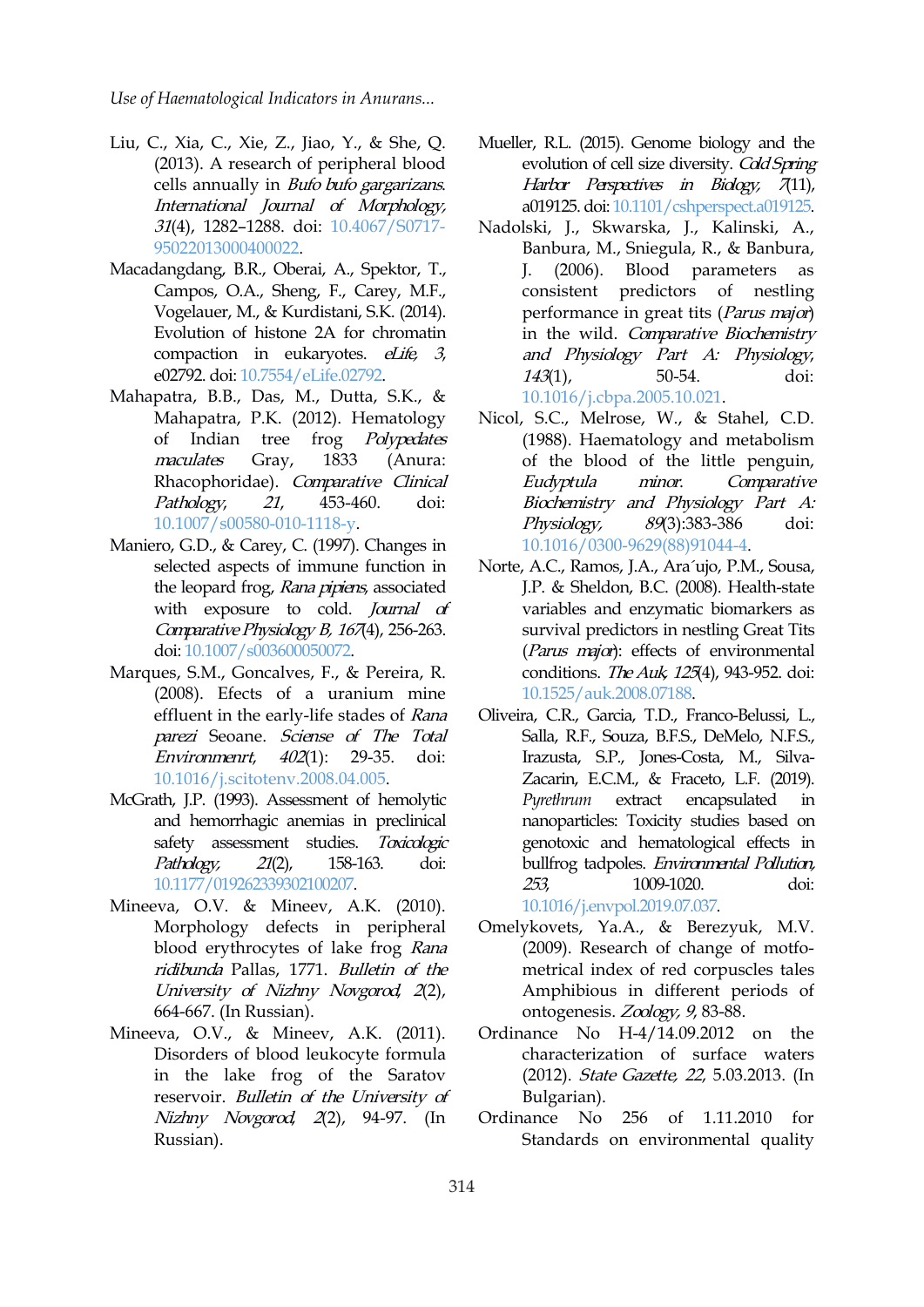Liu, C., Xia, C., Xie, Z., Jiao, Y., & She, Q. (2013). A research of peripheral blood cells annually in *Bufo bufo gargarizans*. *International Journal of Morphology, 31*(4), 1282–1288. doi: 10.4067/S0717-95022013000400022.

Macadangdang, B.R., Oberai, A., Spektor, T., Campos, O.A., Sheng, F., Carey, M.F., Vogelauer, M., & Kurdistani, S.K. (2014). Evolution of histone 2A for chromatin compaction in eukaryotes. *eLife, 3*, e02792. doi: 10.7554/eLife.02792.

Mahapatra, B.B., Das, M., Dutta, S.K., & Mahapatra, P.K. (2012). Hematology of Indian tree frog *Polypedates maculates* Gray, 1833 (Anura: Rhacophoridae). *Comparative Clinical Pathology, 21*, 453-460. doi: 10.1007/s00580-010-1118-y.

Maniero, G.D., & Carey, C. (1997). Changes in selected aspects of immune function in the leopard frog, *Rana pipiens*, associated with exposure to cold. *Journal of Comparative Physiology B, 167*(4), 256-263. doi: 10.1007/s003600050072.

Marques, S.M., Goncalves, F., & Pereira, R. (2008). Efects of a uranium mine effluent in the early-life stades of *Rana parezi* Seoane. *Sciense of The Total Environmenrt, 402*(1): 29-35. doi: 10.1016/j.scitotenv.2008.04.005.

McGrath, J.P. (1993). Assessment of hemolytic and hemorrhagic anemias in preclinical safety assessment studies. *Toxicologic Pathology, 21*(2), 158-163. doi: 10.1177/019262339302100207.

Mineeva, O.V. & Mineev, A.K. (2010). Morphology defects in peripheral blood erythrocytes of lake frog *Rana ridibunda* Pallas, 1771. *Bulletin of the University of Nizhny Novgorod, 2*(2), 664-667. (In Russian).

Mineeva, O.V., & Mineev, A.K. (2011). Disorders of blood leukocyte formula in the lake frog of the Saratov reservoir. *Bulletin of the University of Nizhny Novgorod, 2*(2), 94-97. (In Russian).

Mueller, R.L. (2015). Genome biology and the evolution of cell size diversity. *Cold Spring Harbor Perspectives in Biology, 7*(11), a019125. doi: 10.1101/cshperspect.a019125.

Nadolski, J., Skwarska, J., Kalinski, A., Banbura, M., Sniegula, R., & Banbura, J. (2006). Blood parameters as consistent predictors of nestling performance in great tits (*Parus major*) in the wild. *Comparative Biochemistry and Physiology Part A: Physiology, 143*(1), 50-54. doi: 10.1016/j.cbpa.2005.10.021.

Nicol, S.C., Melrose, W., & Stahel, C.D. (1988). Haematology and metabolism of the blood of the little penguin, *Eudyptula minor*. *Comparative Biochemistry and Physiology Part A: Physiology, 89*(3):383-386 doi: 10.1016/0300-9629(88)91044-4.

Norte, A.C., Ramos, J.A., Ara´ujo, P.M., Sousa, J.P. & Sheldon, B.C. (2008). Health-state variables and enzymatic biomarkers as survival predictors in nestling Great Tits (*Parus major*): effects of environmental conditions. *The Auk, 125*(4), 943-952. doi: 10.1525/auk.2008.07188.

Oliveira, C.R., Garcia, T.D., Franco-Belussi, L., Salla, R.F., Souza, B.F.S., DeMelo, N.F.S., Irazusta, S.P., Jones-Costa, M., Silva-Zacarin, E.C.M., & Fraceto, L.F. (2019). *Pyrethrum* extract encapsulated in nanoparticles: Toxicity studies based on genotoxic and hematological effects in bullfrog tadpoles. *Environmental Pollution, 253*, 1009-1020. doi: 10.1016/j.envpol.2019.07.037.

Omelykovets, Ya.A., & Berezyuk, M.V. (2009). Research of change of motfo-metrical index of red corpuscles tales Amphibious in different periods of ontogenesis. *Zoology, 9*, 83-88.

Ordinance No H-4/14.09.2012 on the characterization of surface waters (2012). *State Gazette, 22*, 5.03.2013. (In Bulgarian).

Ordinance No 256 of 1.11.2010 for Standards on environmental quality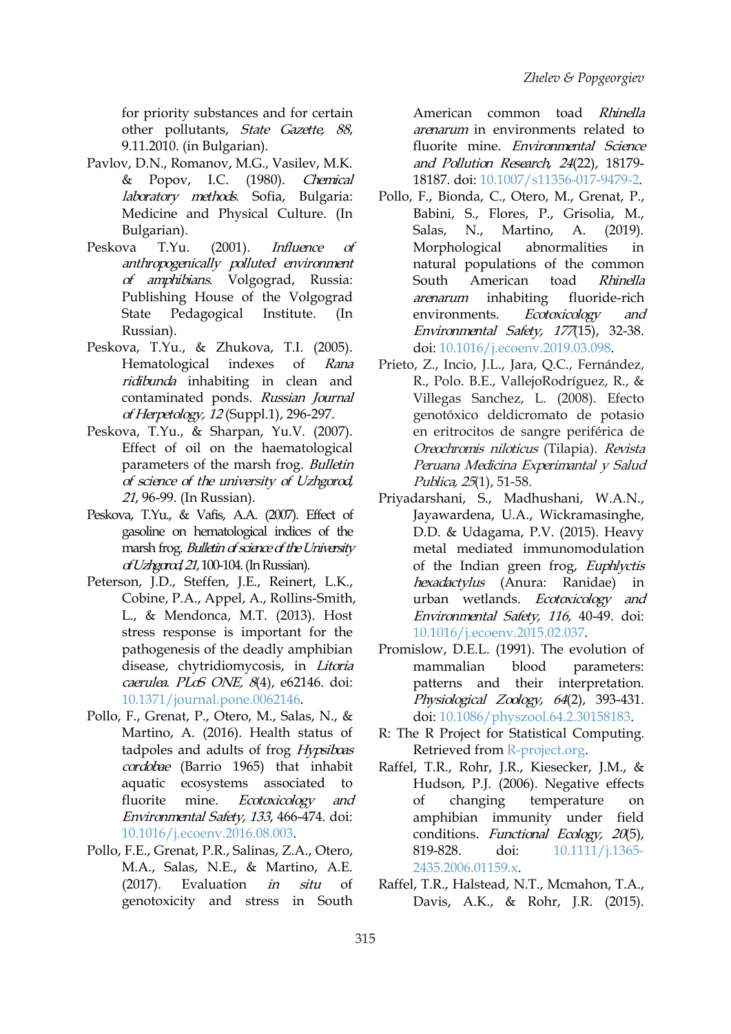for priority substances and for certain other pollutants, *State Gazette, 88*, 9.11.2010. (in Bulgarian).

Pavlov, D.N., Romanov, M.G., Vasilev, M.K. & Popov, I.C. (1980). *Chemical laboratory methods*. Sofia, Bulgaria: Medicine and Physical Culture. (In Bulgarian).

Peskova T.Yu. (2001). *Influence of anthropogenically polluted environment of amphibians*. Volgograd, Russia: Publishing House of the Volgograd State Pedagogical Institute. (In Russian).

Peskova, T.Yu., & Zhukova, T.I. (2005). Hematological indexes of *Rana ridibunda* inhabiting in clean and contaminated ponds. *Russian Journal of Herpetology, 12* (Suppl.1), 296-297.

Peskova, T.Yu., & Sharpan, Yu.V. (2007). Effect of oil on the haematological parameters of the marsh frog. *Bulletin of science of the university of Uzhgorod, 21*, 96-99. (In Russian).

Peskova, T.Yu., & Vafis, A.A. (2007). Effect of gasoline on hematological indices of the marsh frog. *Bulletin of science of the University of Uzhgorod, 21*, 100-104. (In Russian).

Peterson, J.D., Steffen, J.E., Reinert, L.K., Cobine, P.A., Appel, A., Rollins-Smith, L., & Mendonca, M.T. (2013). Host stress response is important for the pathogenesis of the deadly amphibian disease, chytridiomycosis, in *Litoria caerulea*. *PLoS ONE, 8*(4), e62146. doi: 10.1371/journal.pone.0062146.

Pollo, F., Grenat, P., Otero, M., Salas, N., & Martino, A. (2016). Health status of tadpoles and adults of frog *Hypsiboas cordobae* (Barrio 1965) that inhabit aquatic ecosystems associated to fluorite mine. *Ecotoxicology and Environmental Safety, 133*, 466-474. doi: 10.1016/j.ecoenv.2016.08.003.

Pollo, F.E., Grenat, P.R., Salinas, Z.A., Otero, M.A., Salas, N.E., & Martino, A.E. (2017). Evaluation *in situ* of genotoxicity and stress in South American common toad *Rhinella arenarum* in environments related to fluorite mine. *Environmental Science and Pollution Research, 24*(22), 18179-18187. doi: 10.1007/s11356-017-9479-2.

Pollo, F., Bionda, C., Otero, M., Grenat, P., Babini, S., Flores, P., Grisolia, M., Salas, N., Martino, A. (2019). Morphological abnormalities in natural populations of the common South American toad *Rhinella arenarum* inhabiting fluoride-rich environments. *Ecotoxicology and Environmental Safety, 177*(15), 32-38. doi: 10.1016/j.ecoenv.2019.03.098.

Prieto, Z., Incio, J.L., Jara, Q.C., Fernández, R., Polo. B.E., VallejoRodríguez, R., & Villegas Sanchez, L. (2008). Efecto genotóxico deldicromato de potasio en eritrocitos de sangre periférica de *Oreochromis niloticus* (Tilapia). *Revista Peruana Medicina Experimantal y Salud Publica, 25*(1), 51-58.

Priyadarshani, S., Madhushani, W.A.N., Jayawardena, U.A., Wickramasinghe, D.D. & Udagama, P.V. (2015). Heavy metal mediated immunomodulation of the Indian green frog, *Euphlyctis hexadactylus* (Anura: Ranidae) in urban wetlands. *Ecotoxicology and Environmental Safety, 116*, 40-49. doi: 10.1016/j.ecoenv.2015.02.037.

Promislow, D.E.L. (1991). The evolution of mammalian blood parameters: patterns and their interpretation. *Physiological Zoology, 64*(2), 393-431. doi: 10.1086/physzool.64.2.30158183.

R: The R Project for Statistical Computing. Retrieved from R-project.org.

Raffel, T.R., Rohr, J.R., Kiesecker, J.M., & Hudson, P.J. (2006). Negative effects of changing temperature on amphibian immunity under field conditions. *Functional Ecology, 20*(5), 819-828. doi: 10.1111/j.1365-2435.2006.01159.x.

Raffel, T.R., Halstead, N.T., Mcmahon, T.A., Davis, A.K., & Rohr, J.R. (2015).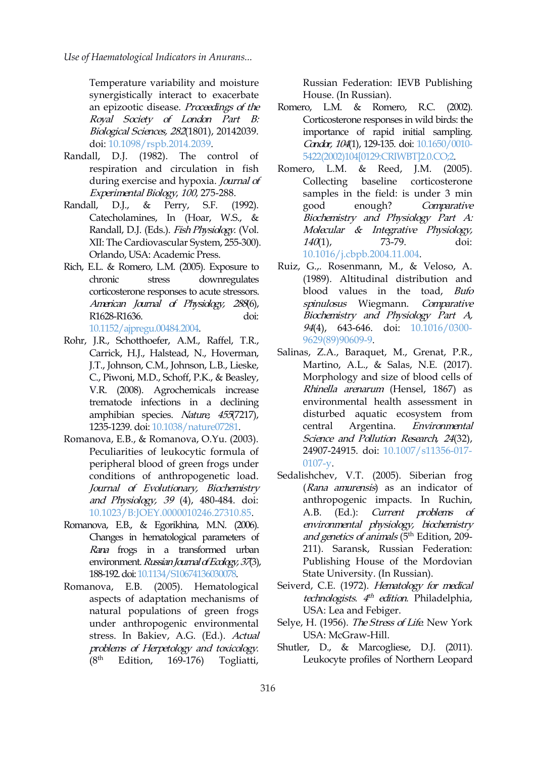Temperature variability and moisture synergistically interact to exacerbate an epizootic disease. *Proceedings of the Royal Society of London Part B: Biological Sciences, 282*(1801), 20142039. doi: 10.1098/rspb.2014.2039.

Randall, D.J. (1982). The control of respiration and circulation in fish during exercise and hypoxia. *Journal of Experimental Biology, 100*, 275-288.

Randall, D.J., & Perry, S.F. (1992). Catecholamines, In (Hoar, W.S., & Randall, D.J. (Eds.). *Fish Physiology.* (Vol. XII: The Cardiovascular System, 255-300). Orlando, USA: Academic Press.

Rich, E.L. & Romero, L.M. (2005). Exposure to chronic stress downregulates corticosterone responses to acute stressors. *American Journal of Physiology, 288*(6), R1628-R1636. doi: 10.1152/ajpregu.00484.2004.

Rohr, J.R., Schotthoefer, A.M., Raffel, T.R., Carrick, H.J., Halstead, N., Hoverman, J.T., Johnson, C.M., Johnson, L.B., Lieske, C., Piwoni, M.D., Schoff, P.K., & Beasley, V.R. (2008). Agrochemicals increase trematode infections in a declining amphibian species. *Nature, 455*(7217), 1235-1239. doi: 10.1038/nature07281.

Romanova, E.B., & Romanova, O.Yu. (2003). Peculiarities of leukocytic formula of peripheral blood of green frogs under conditions of anthropogenetic load. *Journal of Evolutionary, Biochemistry and Physiology, 39* (4), 480-484. doi: 10.1023/B:JOEY.0000010246.27310.85.

Romanova, E.B., & Egorikhina, M.N. (2006). Changes in hematological parameters of *Rana* frogs in a transformed urban environment. *Russian Journal of Ecology, 37*(3), 188-192. doi: 10.1134/S10674136030078.

Romanova, E.B. (2005). Hematological aspects of adaptation mechanisms of natural populations of green frogs under anthropogenic environmental stress. In Bakiev, A.G. (Ed.). *Actual problems of Herpetology and toxicology.* (8th Edition, 169-176) Togliatti, Russian Federation: IEVB Publishing House. (In Russian).

Romero, L.M. & Romero, R.C. (2002). Corticosterone responses in wild birds: the importance of rapid initial sampling. *Condor, 104*(1), 129-135. doi: 10.1650/0010-5422(2002)104[0129:CRIWBT]2.0.CO;2.

Romero, L.M. & Reed, J.M. (2005). Collecting baseline corticosterone samples in the field: is under 3 min good enough? *Comparative Biochemistry and Physiology Part A: Molecular & Integrative Physiology, 140*(1), 73-79. doi: 10.1016/j.cbpb.2004.11.004.

Ruiz, G.,. Rosenmann, M., & Veloso, A. (1989). Altitudinal distribution and blood values in the toad, *Bufo spinulosus* Wiegmann. *Comparative Biochemistry and Physiology Part A, 94*(4), 643-646. doi: 10.1016/0300-9629(89)90609-9.

Salinas, Z.A., Baraquet, M., Grenat, P.R., Martino, A.L., & Salas, N.E. (2017). Morphology and size of blood cells of *Rhinella arenarum* (Hensel, 1867) as environmental health assessment in disturbed aquatic ecosystem from central Argentina. *Environmental Science and Pollution Research, 24*(32), 24907-24915. doi: 10.1007/s11356-017-0107-y.

Sedalishchev, V.T. (2005). Siberian frog (*Rana amurensis*) as an indicator of anthropogenic impacts. In Ruchin, A.B. (Ed.): *Current problems of environmental physiology, biochemistry and genetics of animals* (5th Edition, 209-211). Saransk, Russian Federation: Publishing House of the Mordovian State University. (In Russian).

Seiverd, C.E. (1972). *Hematology for medical technologists. 4th edition.* Philadelphia, USA: Lea and Febiger.

Selye, H. (1956). *The Stress of Life.* New York USA: McGraw-Hill.

Shutler, D., & Marcogliese, D.J. (2011). Leukocyte profiles of Northern Leopard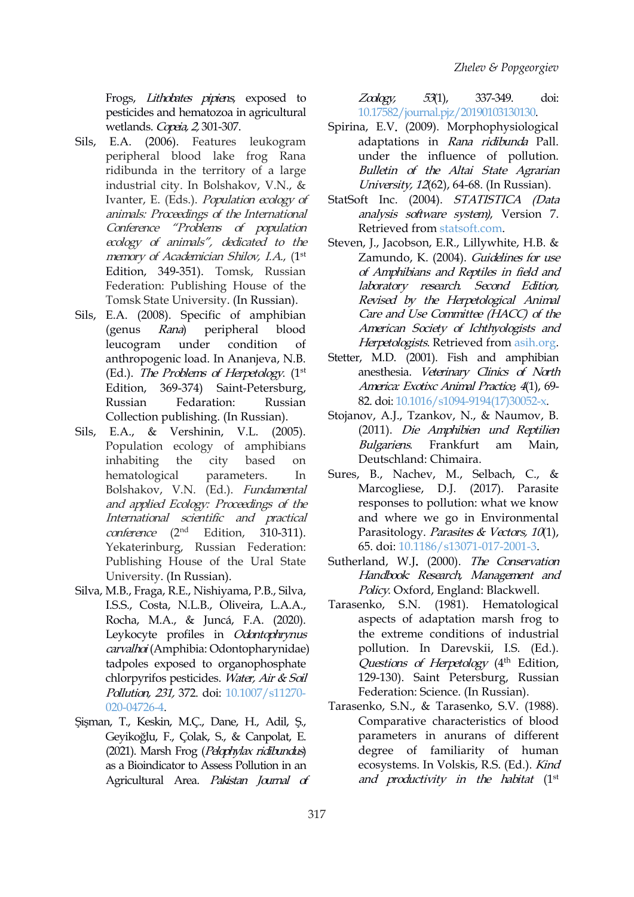Frogs, *Lithobates pipiens*, exposed to pesticides and hematozoa in agricultural wetlands. *Copeia, 2,* 301-307.

Sils, E.A. (2006). Features leukogram peripheral blood lake frog Rana ridibunda in the territory of a large industrial city. In Bolshakov, V.N., & Ivanter, E. (Eds.). *Population ecology of animals: Proceedings of the International Conference "Problems of population ecology of animals", dedicated to the memory of Academician Shilov, I.A.,* (1st Edition, 349-351). Tomsk, Russian Federation: Publishing House of the Tomsk State University. (In Russian).

Sils, E.A. (2008). Specific of amphibian (genus *Rana*) peripheral blood leucogram under condition of anthropogenic load. In Ananjeva, N.B. (Ed.). *The Problems of Herpetology.* (1st Edition, 369-374) Saint-Petersburg, Russian Fedaration: Russian Collection publishing. (In Russian).

Sils, E.A., & Vershinin, V.L. (2005). Population ecology of amphibians inhabiting the city based on hematological parameters. In Bolshakov, V.N. (Ed.). *Fundamental and applied Ecology: Proceedings of the International scientific and practical conference* (2nd Edition, 310-311). Yekaterinburg, Russian Federation: Publishing House of the Ural State University. (In Russian).

Silva, M.B., Fraga, R.E., Nishiyama, P.B., Silva, I.S.S., Costa, N.L.B., Oliveira, L.A.A., Rocha, M.A., & Juncá, F.A. (2020). Leykocyte profiles in *Odontophrynus carvalhoi* (Amphibia: Odontopharynidae) tadpoles exposed to organophosphate chlorpyrifos pesticides. *Water, Air & Soil Pollution, 231,* 372. doi: 10.1007/s11270-020-04726-4.

Şişman, T., Keskin, M.Ç., Dane, H., Adil, Ş., Geyikoğlu, F., Çolak, S., & Canpolat, E. (2021). Marsh Frog (*Pelophylax ridibundus*) as a Bioindicator to Assess Pollution in an Agricultural Area. *Pakistan Journal of Zoology, 53*(1), 337-349. doi: 10.17582/journal.pjz/20190103130130.

Spirina, E.V. (2009). Morphophysiological adaptations in *Rana ridibunda* Pall. under the influence of pollution. *Bulletin of the Altai State Agrarian University, 12*(62), 64-68. (In Russian).

StatSoft Inc. (2004). *STATISTICA (Data analysis software system),* Version 7. Retrieved from statsoft.com.

Steven, J., Jacobson, E.R., Lillywhite, H.B. & Zamundo, K. (2004). *Guidelines for use of Amphibians and Reptiles in field and laboratory research. Second Edition, Revised by the Herpetological Animal Care and Use Committee (HACC) of the American Society of Ichthyologists and Herpetologists.* Retrieved from asih.org.

Stetter, M.D. (2001). Fish and amphibian anesthesia. *Veterinary Clinics of North America: Exotixc Animal Practice, 4*(1), 69-82. doi: 10.1016/s1094-9194(17)30052-x.

Stojanov, A.J., Tzankov, N., & Naumov, B. (2011). *Die Amphibien und Reptilien Bulgariens.* Frankfurt am Main, Deutschland: Chimaira.

Sures, B., Nachev, M., Selbach, C., & Marcogliese, D.J. (2017). Parasite responses to pollution: what we know and where we go in Environmental Parasitology. *Parasites & Vectors, 10*(1), 65. doi: 10.1186/s13071-017-2001-3.

Sutherland, W.J. (2000). *The Conservation Handbook: Research, Management and Policy.* Oxford, England: Blackwell.

Tarasenko, S.N. (1981). Hematological aspects of adaptation marsh frog to the extreme conditions of industrial pollution. In Darevskii, I.S. (Ed.). *Questions of Herpetology* (4th Edition, 129-130). Saint Petersburg, Russian Federation: Science. (In Russian).

Tarasenko, S.N., & Tarasenko, S.V. (1988). Comparative characteristics of blood parameters in anurans of different degree of familiarity of human ecosystems. In Volskis, R.S. (Ed.). *Kind and productivity in the habitat* (1st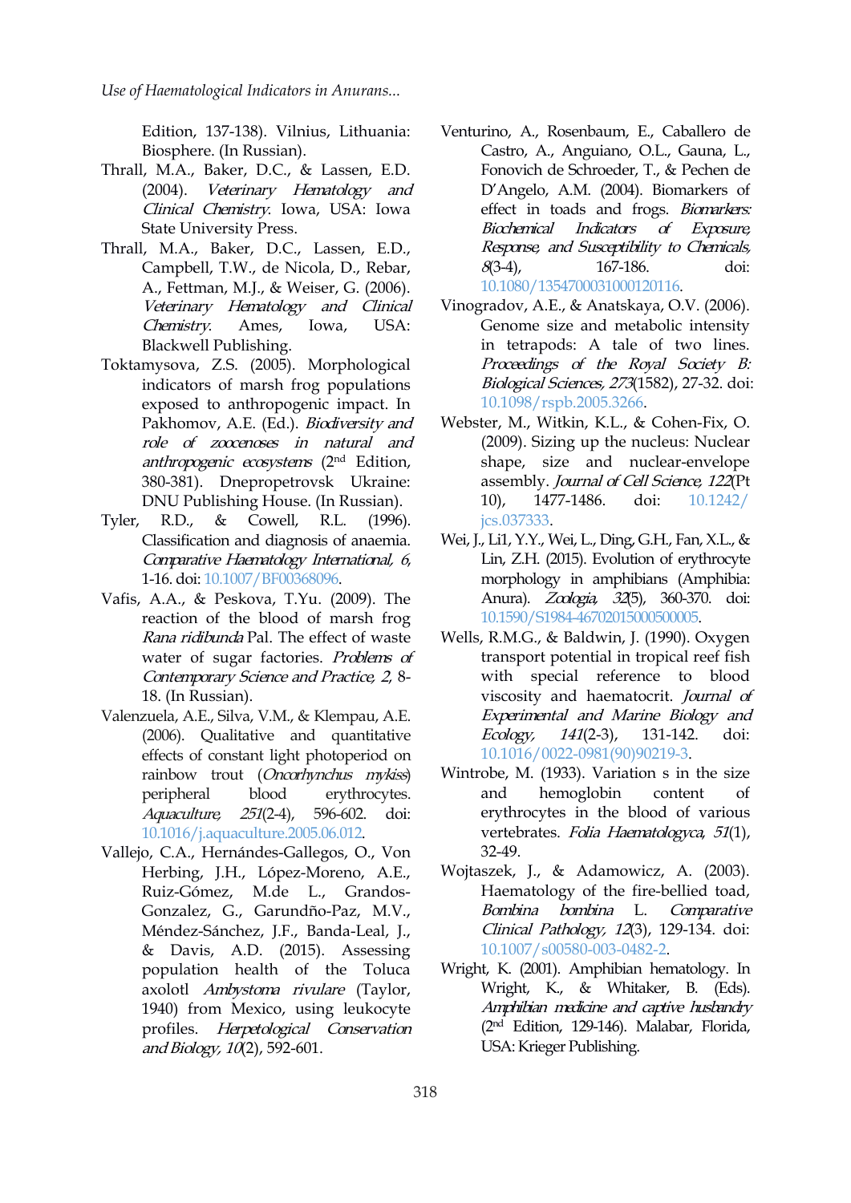Edition, 137-138). Vilnius, Lithuania: Biosphere. (In Russian).

Thrall, M.A., Baker, D.C., & Lassen, E.D. (2004). *Veterinary Hematology and Clinical Chemistry*. Iowa, USA: Iowa State University Press.

Thrall, M.A., Baker, D.C., Lassen, E.D., Campbell, T.W., de Nicola, D., Rebar, A., Fettman, M.J., & Weiser, G. (2006). *Veterinary Hematology and Clinical Chemistry*. Ames, Iowa, USA: Blackwell Publishing.

Toktamysova, Z.S. (2005). Morphological indicators of marsh frog populations exposed to anthropogenic impact. In Pakhomov, A.E. (Ed.). *Biodiversity and role of zoocenoses in natural and anthropogenic ecosystems* (2nd Edition, 380-381). Dnepropetrovsk Ukraine: DNU Publishing House. (In Russian).

Tyler, R.D., & Cowell, R.L. (1996). Classification and diagnosis of anaemia. *Comparative Haematology International, 6*, 1-16. doi: 10.1007/BF00368096.

Vafis, A.A., & Peskova, T.Yu. (2009). The reaction of the blood of marsh frog *Rana ridibunda* Pal. The effect of waste water of sugar factories. *Problems of Contemporary Science and Practice, 2*, 8-18. (In Russian).

Valenzuela, A.E., Silva, V.M., & Klempau, A.E. (2006). Qualitative and quantitative effects of constant light photoperiod on rainbow trout (*Oncorhynchus mykiss*) peripheral blood erythrocytes. *Aquaculture, 251*(2-4), 596-602. doi: 10.1016/j.aquaculture.2005.06.012.

Vallejo, C.A., Hernándes-Gallegos, O., Von Herbing, J.H., López-Moreno, A.E., Ruiz-Gómez, M.de L., Grandos-Gonzalez, G., Garundño-Paz, M.V., Méndez-Sánchez, J.F., Banda-Leal, J., & Davis, A.D. (2015). Assessing population health of the Toluca axolotl *Ambystoma rivulare* (Taylor, 1940) from Mexico, using leukocyte profiles. *Herpetological Conservation and Biology, 10*(2), 592-601.

Venturino, A., Rosenbaum, E., Caballero de Castro, A., Anguiano, O.L., Gauna, L., Fonovich de Schroeder, T., & Pechen de D'Angelo, A.M. (2004). Biomarkers of effect in toads and frogs. *Biomarkers: Biochemical Indicators of Exposure, Response, and Susceptibility to Chemicals, 8*(3-4), 167-186. doi: 10.1080/1354700031000120116.

Vinogradov, A.E., & Anatskaya, O.V. (2006). Genome size and metabolic intensity in tetrapods: A tale of two lines. *Proceedings of the Royal Society B: Biological Sciences, 273*(1582), 27-32. doi: 10.1098/rspb.2005.3266.

Webster, M., Witkin, K.L., & Cohen-Fix, O. (2009). Sizing up the nucleus: Nuclear shape, size and nuclear-envelope assembly. *Journal of Cell Science, 122*(Pt 10), 1477-1486. doi: 10.1242/jcs.037333.

Wei, J., Li1, Y.Y., Wei, L., Ding, G.H., Fan, X.L., & Lin, Z.H. (2015). Evolution of erythrocyte morphology in amphibians (Amphibia: Anura). *Zoologia, 32*(5), 360-370. doi: 10.1590/S1984-46702015000500005.

Wells, R.M.G., & Baldwin, J. (1990). Oxygen transport potential in tropical reef fish with special reference to blood viscosity and haematocrit. *Journal of Experimental and Marine Biology and Ecology, 141*(2-3), 131-142. doi: 10.1016/0022-0981(90)90219-3.

Wintrobe, M. (1933). Variation s in the size and hemoglobin content of erythrocytes in the blood of various vertebrates. *Folia Haematologyca, 51*(1), 32-49.

Wojtaszek, J., & Adamowicz, A. (2003). Haematology of the fire-bellied toad, *Bombina bombina* L. *Comparative Clinical Pathology, 12*(3), 129-134. doi: 10.1007/s00580-003-0482-2.

Wright, K. (2001). Amphibian hematology. In Wright, K., & Whitaker, B. (Eds). *Amphibian medicine and captive husbandry* (2nd Edition, 129-146). Malabar, Florida, USA: Krieger Publishing.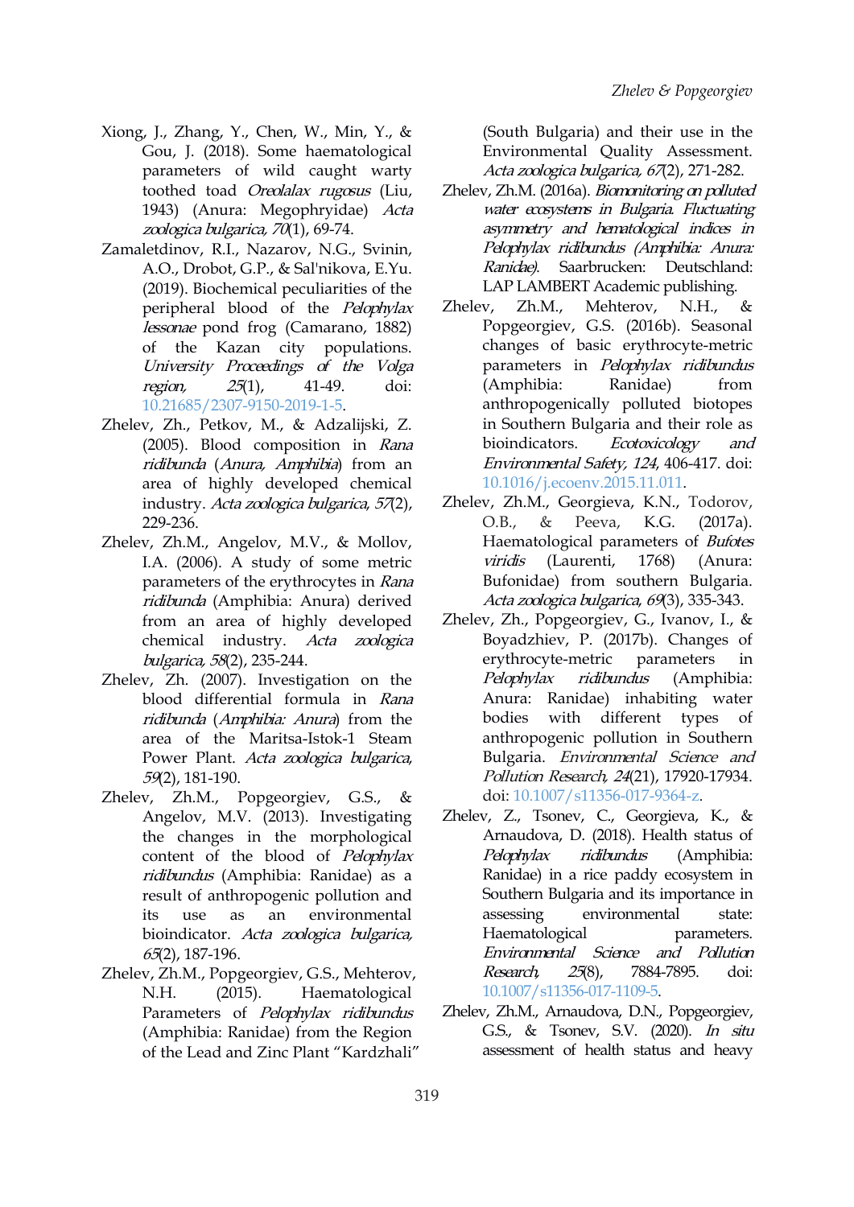Xiong, J., Zhang, Y., Chen, W., Min, Y., & Gou, J. (2018). Some haematological parameters of wild caught warty toothed toad *Oreolalax rugosus* (Liu, 1943) (Anura: Megophryidae) *Acta zoologica bulgarica, 70*(1), 69-74.

Zamaletdinov, R.I., Nazarov, N.G., Svinin, A.O., Drobot, G.P., & Sal'nikova, E.Yu. (2019). Biochemical peculiarities of the peripheral blood of the *Pelophylax lessonae* pond frog (Camarano, 1882) of the Kazan city populations. *University Proceedings of the Volga region, 25*(1), 41-49. doi: 10.21685/2307-9150-2019-1-5.

Zhelev, Zh., Petkov, M., & Adzalijski, Z. (2005). Blood composition in *Rana ridibunda* (*Anura, Amphibia*) from an area of highly developed chemical industry. *Acta zoologica bulgarica*, *57*(2), 229-236.

Zhelev, Zh.M., Angelov, M.V., & Mollov, I.A. (2006). A study of some metric parameters of the erythrocytes in *Rana ridibunda* (Amphibia: Anura) derived from an area of highly developed chemical industry. *Acta zoologica bulgarica, 58*(2), 235-244.

Zhelev, Zh. (2007). Investigation on the blood differential formula in *Rana ridibunda* (*Amphibia: Anura*) from the area of the Maritsa-Istok-1 Steam Power Plant. *Acta zoologica bulgarica, 59*(2), 181-190.

Zhelev, Zh.M., Popgeorgiev, G.S., & Angelov, M.V. (2013). Investigating the changes in the morphological content of the blood of *Pelophylax ridibundus* (Amphibia: Ranidae) as a result of anthropogenic pollution and its use as an environmental bioindicator. *Acta zoologica bulgarica, 65*(2), 187-196.

Zhelev, Zh.M., Popgeorgiev, G.S., Mehterov, N.H. (2015). Haematological Parameters of *Pelophylax ridibundus* (Amphibia: Ranidae) from the Region of the Lead and Zinc Plant "Kardzhali" (South Bulgaria) and their use in the Environmental Quality Assessment. *Acta zoologica bulgarica, 67*(2), 271-282.

Zhelev, Zh.M. (2016a). *Biomonitoring on polluted water ecosystems in Bulgaria. Fluctuating asymmetry and hematological indices in Pelophylax ridibundus (Amphibia: Anura: Ranidae)*. Saarbrucken: Deutschland: LAP LAMBERT Academic publishing.

Zhelev, Zh.M., Mehterov, N.H., & Popgeorgiev, G.S. (2016b). Seasonal changes of basic erythrocyte-metric parameters in *Pelophylax ridibundus* (Amphibia: Ranidae) from anthropogenically polluted biotopes in Southern Bulgaria and their role as bioindicators. *Ecotoxicology and Environmental Safety, 124*, 406-417. doi: 10.1016/j.ecoenv.2015.11.011.

Zhelev, Zh.M., Georgieva, K.N., Todorov, O.B., & Peeva, K.G. (2017a). Haematological parameters of *Bufotes viridis* (Laurenti, 1768) (Anura: Bufonidae) from southern Bulgaria. *Acta zoologica bulgarica*, *69*(3), 335-343.

Zhelev, Zh., Popgeorgiev, G., Ivanov, I., & Boyadzhiev, P. (2017b). Changes of erythrocyte-metric parameters in *Pelophylax ridibundus* (Amphibia: Anura: Ranidae) inhabiting water bodies with different types of anthropogenic pollution in Southern Bulgaria. *Environmental Science and Pollution Research, 24*(21), 17920-17934. doi: 10.1007/s11356-017-9364-z.

Zhelev, Z., Tsonev, C., Georgieva, K., & Arnaudova, D. (2018). Health status of *Pelophylax ridibundus* (Amphibia: Ranidae) in a rice paddy ecosystem in Southern Bulgaria and its importance in assessing environmental state: Haematological parameters. *Environmental Science and Pollution Research, 25*(8), 7884-7895. doi: 10.1007/s11356-017-1109-5.

Zhelev, Zh.M., Arnaudova, D.N., Popgeorgiev, G.S., & Tsonev, S.V. (2020). *In situ* assessment of health status and heavy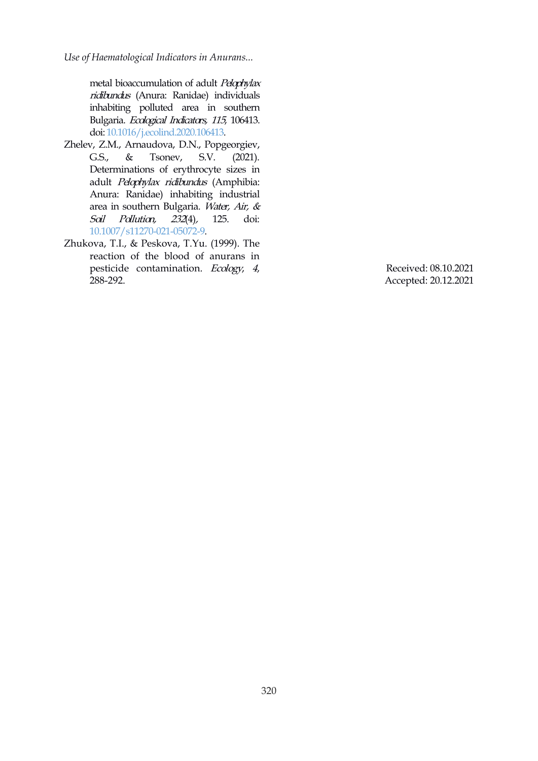metal bioaccumulation of adult *Pelophylax ridibundus* (Anura: Ranidae) individuals inhabiting polluted area in southern Bulgaria. *Ecological Indicators, 115*, 106413. doi: 10.1016/j.ecolind.2020.106413.

Zhelev, Z.M., Arnaudova, D.N., Popgeorgiev, G.S., & Tsonev, S.V. (2021). Determinations of erythrocyte sizes in adult *Pelophylax ridibundus* (Amphibia: Anura: Ranidae) inhabiting industrial area in southern Bulgaria. *Water, Air, & Soil Pollution, 232*(4), 125. doi: 10.1007/s11270-021-05072-9.

Zhukova, T.I., & Peskova, T.Yu. (1999). The reaction of the blood of anurans in pesticide contamination. *Ecology*, *4*, 288-292.

Received: 08.10.2021
Accepted: 20.12.2021